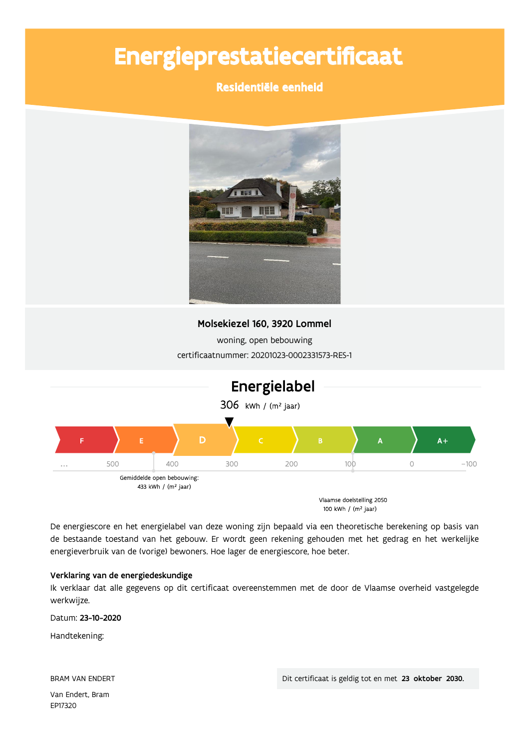# Energieprestatiecertificaat

## Residentiële eenheid

**Molsekiezel 160, 3920 Lommel**

woning, open bebouwing

certificaatnummer: 20201023-0002331573-RES-1

## Energielabel

306 kWh / (m² jaar)

F | E | D | C | B | A | A+

… 500 400 300 200 100 0 −100

Gemiddelde open bebouwing: 433 kWh / (m² jaar)

Vlaamse doelstelling 2050 100 kWh / (m² jaar)

De energiescore en het energielabel van deze woning zijn bepaald via een theoretische berekening op basis van de bestaande toestand van het gebouw. Er wordt geen rekening gehouden met het gedrag en het werkelijke energieverbruik van de (vorige) bewoners. Hoe lager de energiescore, hoe beter.

**Verklaring van de energiedeskundige**

Ik verklaar dat alle gegevens op dit certificaat overeenstemmen met de door de Vlaamse overheid vastgelegde werkwijze.

Datum: **23-10-2020**

Handtekening:

BRAM VAN ENDERT

Van Endert, Bram
EP17320

Dit certificaat is geldig tot en met **23 oktober 2030.**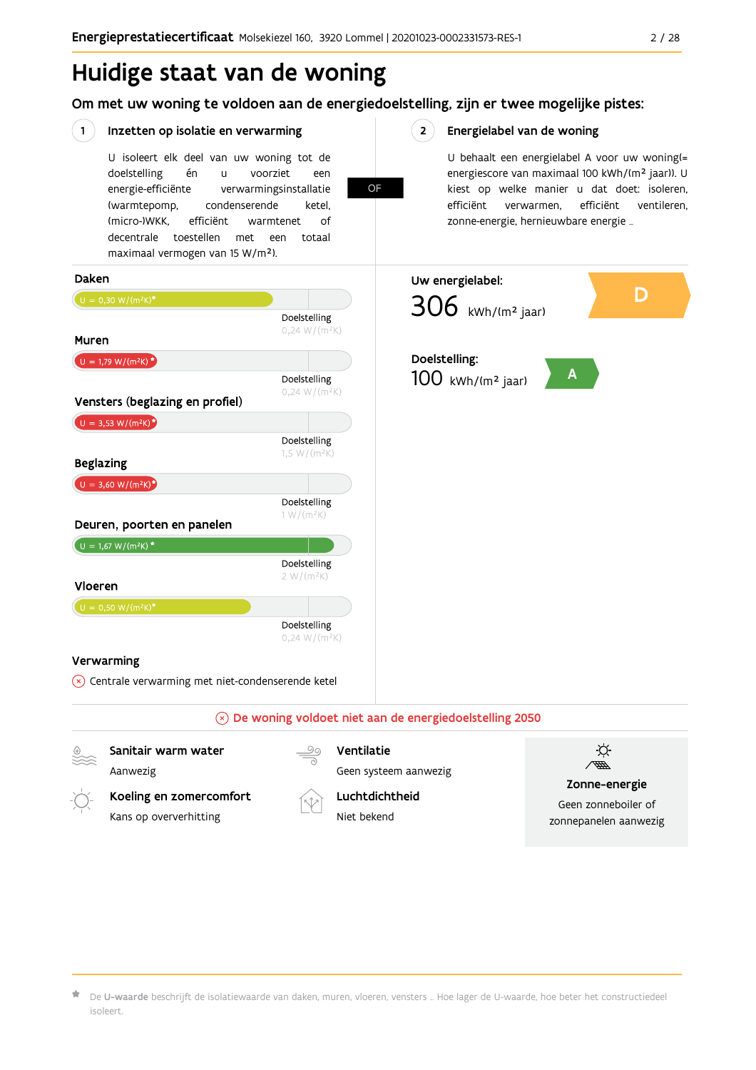# Huidige staat van de woning

## Om met uw woning te voldoen aan de energiedoelstelling, zijn er twee mogelijke pistes:

### 1 Inzetten op isolatie en verwarming

U isoleert elk deel van uw woning tot de doelstelling én u voorziet een energie-efficiënte verwarmingsinstallatie (warmtepomp, condenserende ketel, (micro-)WKK, efficiënt warmtenet of decentrale toestellen met een totaal maximaal vermogen van 15 W/m²).

**OF**

### 2 Energielabel van de woning

U behaalt een energielabel A voor uw woning(= energiescore van maximaal 100 kWh/(m² jaar)). U kiest op welke manier u dat doet: isoleren, efficiënt verwarmen, efficiënt ventileren, zonne-energie, hernieuwbare energie …

### Daken

U = 0,30 W/(m²K)*

Doelstelling 0,24 W/(m²K)

### Muren

U = 1,79 W/(m²K)*

Doelstelling 0,24 W/(m²K)

### Vensters (beglazing en profiel)

U = 3,53 W/(m²K)*

Doelstelling 1,5 W/(m²K)

### Beglazing

U = 3,60 W/(m²K)*

Doelstelling 1 W/(m²K)

### Deuren, poorten en panelen

U = 1,67 W/(m²K) *

Doelstelling 2 W/(m²K)

### Vloeren

U = 0,50 W/(m²K)*

Doelstelling 0,24 W/(m²K)

### Verwarming

⊗ Centrale verwarming met niet-condenserende ketel

**Uw energielabel:**

306 kWh/(m² jaar) — **D**

**Doelstelling:**

100 kWh/(m² jaar) — **A**

⊗ **De woning voldoet niet aan de energiedoelstelling 2050**

**Sanitair warm water**
Aanwezig

**Ventilatie**
Geen systeem aanwezig

**Koeling en zomercomfort**
Kans op oververhitting

**Luchtdichtheid**
Niet bekend

**Zonne-energie**
Geen zonneboiler of zonnepanelen aanwezig

* De **U-waarde** beschrijft de isolatiewaarde van daken, muren, vloeren, vensters … Hoe lager de U-waarde, hoe beter het constructiedeel isoleert.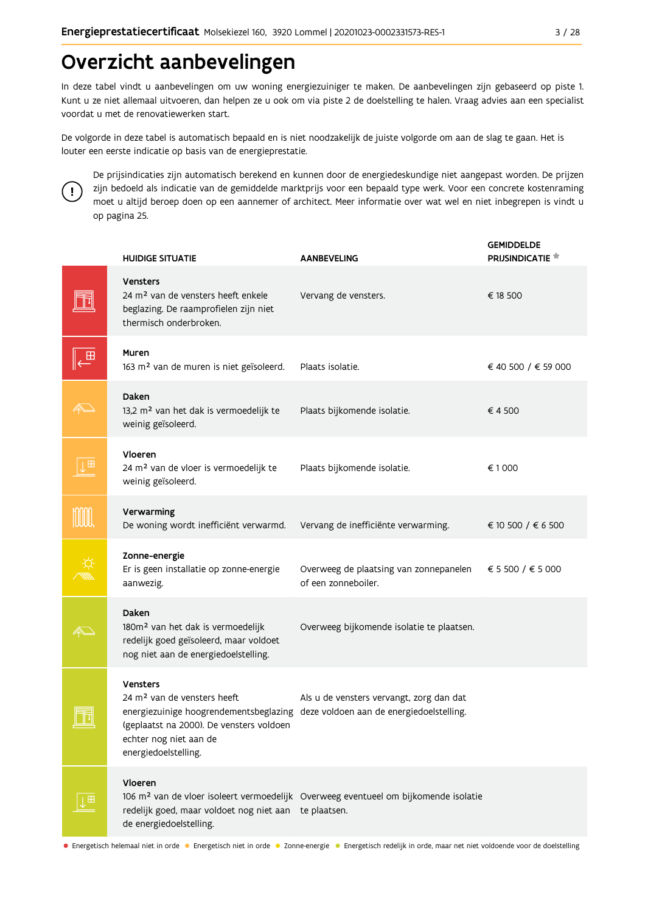# Overzicht aanbevelingen

In deze tabel vindt u aanbevelingen om uw woning energiezuiniger te maken. De aanbevelingen zijn gebaseerd op piste 1. Kunt u ze niet allemaal uitvoeren, dan helpen ze u ook om via piste 2 de doelstelling te halen. Vraag advies aan een specialist voordat u met de renovatiewerken start.

De volgorde in deze tabel is automatisch bepaald en is niet noodzakelijk de juiste volgorde om aan de slag te gaan. Het is louter een eerste indicatie op basis van de energieprestatie.

De prijsindicaties zijn automatisch berekend en kunnen door de energiedeskundige niet aangepast worden. De prijzen zijn bedoeld als indicatie van de gemiddelde marktprijs voor een bepaald type werk. Voor een concrete kostenraming moet u altijd beroep doen op een aannemer of architect. Meer informatie over wat wel en niet inbegrepen is vindt u op pagina 25.

| HUIDIGE SITUATIE | AANBEVELING | GEMIDDELDE PRIJSINDICATIE * |
|---|---|---|
| **Vensters**<br>24 m² van de vensters heeft enkele beglazing. De raamprofielen zijn niet thermisch onderbroken. | Vervang de vensters. | € 18 500 |
| **Muren**<br>163 m² van de muren is niet geïsoleerd. | Plaats isolatie. | € 40 500 / € 59 000 |
| **Daken**<br>13,2 m² van het dak is vermoedelijk te weinig geïsoleerd. | Plaats bijkomende isolatie. | € 4 500 |
| **Vloeren**<br>24 m² van de vloer is vermoedelijk te weinig geïsoleerd. | Plaats bijkomende isolatie. | € 1 000 |
| **Verwarming**<br>De woning wordt inefficiënt verwarmd. | Vervang de inefficiënte verwarming. | € 10 500 / € 6 500 |
| **Zonne-energie**<br>Er is geen installatie op zonne-energie aanwezig. | Overweeg de plaatsing van zonnepanelen of een zonneboiler. | € 5 500 / € 5 000 |
| **Daken**<br>180m² van het dak is vermoedelijk redelijk goed geïsoleerd, maar voldoet nog niet aan de energiedoelstelling. | Overweeg bijkomende isolatie te plaatsen. | |
| **Vensters**<br>24 m² van de vensters heeft energiezuinige hoogrendementsbeglazing (geplaatst na 2000). De vensters voldoen echter nog niet aan de energiedoelstelling. | Als u de vensters vervangt, zorg dan dat deze voldoen aan de energiedoelstelling. | |
| **Vloeren**<br>106 m² van de vloer isoleert vermoedelijk redelijk goed, maar voldoet nog niet aan de energiedoelstelling. | Overweeg eventueel om bijkomende isolatie te plaatsen. | |

● Energetisch helemaal niet in orde ● Energetisch niet in orde ● Zonne-energie ● Energetisch redelijk in orde, maar net niet voldoende voor de doelstelling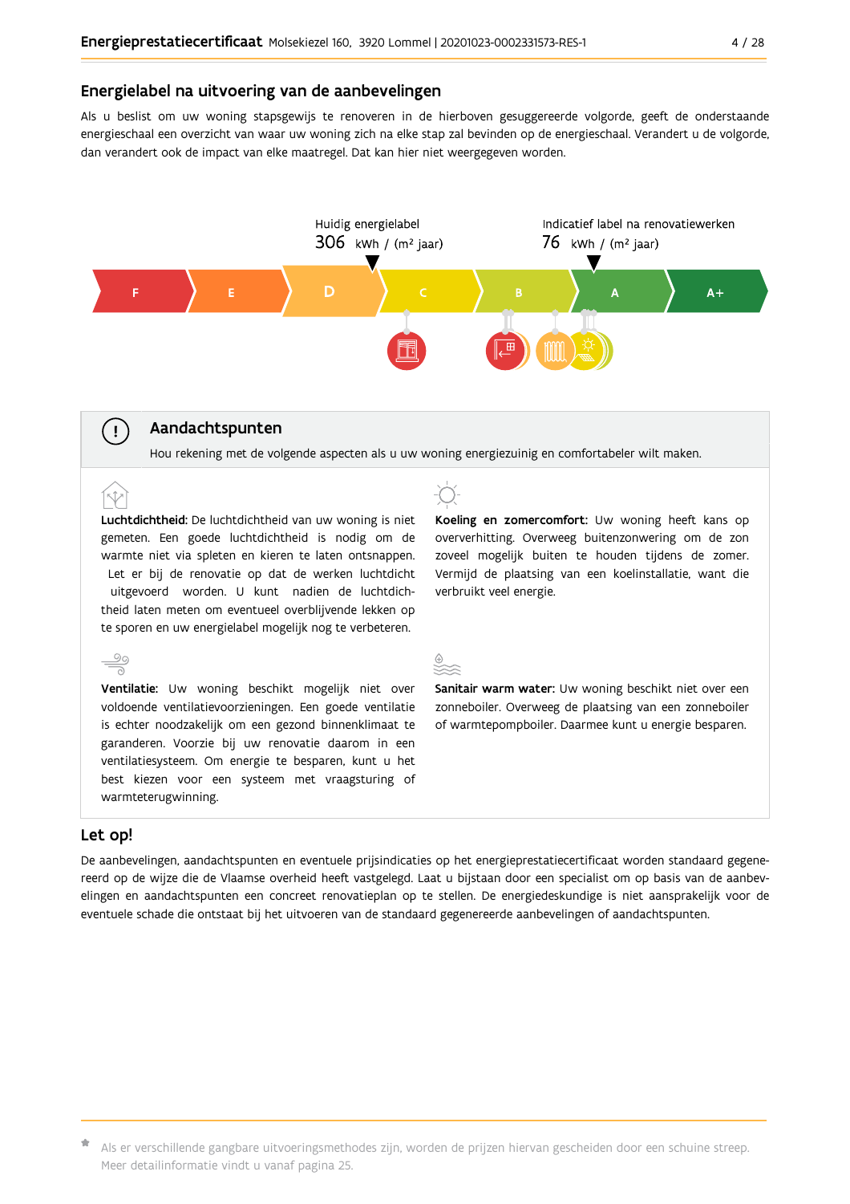## Energielabel na uitvoering van de aanbevelingen

Als u beslist om uw woning stapsgewijs te renoveren in de hierboven gesuggereerde volgorde, geeft de onderstaande energieschaal een overzicht van waar uw woning zich na elke stap zal bevinden op de energieschaal. Verandert u de volgorde, dan verandert ook de impact van elke maatregel. Dat kan hier niet weergegeven worden.

Huidig energielabel
306 kWh / (m² jaar)

Indicatief label na renovatiewerken
76 kWh / (m² jaar)

F | E | D | C | B | A | A+

## Aandachtspunten

Hou rekening met de volgende aspecten als u uw woning energiezuinig en comfortabeler wilt maken.

**Luchtdichtheid:** De luchtdichtheid van uw woning is niet gemeten. Een goede luchtdichtheid is nodig om de warmte niet via spleten en kieren te laten ontsnappen. Let er bij de renovatie op dat de werken luchtdicht uitgevoerd worden. U kunt nadien de luchtdichtheid laten meten om eventueel overblijvende lekken op te sporen en uw energielabel mogelijk nog te verbeteren.

**Koeling en zomercomfort:** Uw woning heeft kans op oververhitting. Overweeg buitenzonwering om de zon zoveel mogelijk buiten te houden tijdens de zomer. Vermijd de plaatsing van een koelinstallatie, want die verbruikt veel energie.

**Ventilatie:** Uw woning beschikt mogelijk niet over voldoende ventilatievoorzieningen. Een goede ventilatie is echter noodzakelijk om een gezond binnenklimaat te garanderen. Voorzie bij uw renovatie daarom in een ventilatiesysteem. Om energie te besparen, kunt u het best kiezen voor een systeem met vraagsturing of warmteterugwinning.

**Sanitair warm water:** Uw woning beschikt niet over een zonneboiler. Overweeg de plaatsing van een zonneboiler of warmtepompboiler. Daarmee kunt u energie besparen.

## Let op!

De aanbevelingen, aandachtspunten en eventuele prijsindicaties op het energieprestatiecertificaat worden standaard gegenereerd op de wijze die de Vlaamse overheid heeft vastgelegd. Laat u bijstaan door een specialist om op basis van de aanbevelingen en aandachtspunten een concreet renovatieplan op te stellen. De energiedeskundige is niet aansprakelijk voor de eventuele schade die ontstaat bij het uitvoeren van de standaard gegenereerde aanbevelingen of aandachtspunten.

* Als er verschillende gangbare uitvoeringsmethodes zijn, worden de prijzen hiervan gescheiden door een schuine streep. Meer detailinformatie vindt u vanaf pagina 25.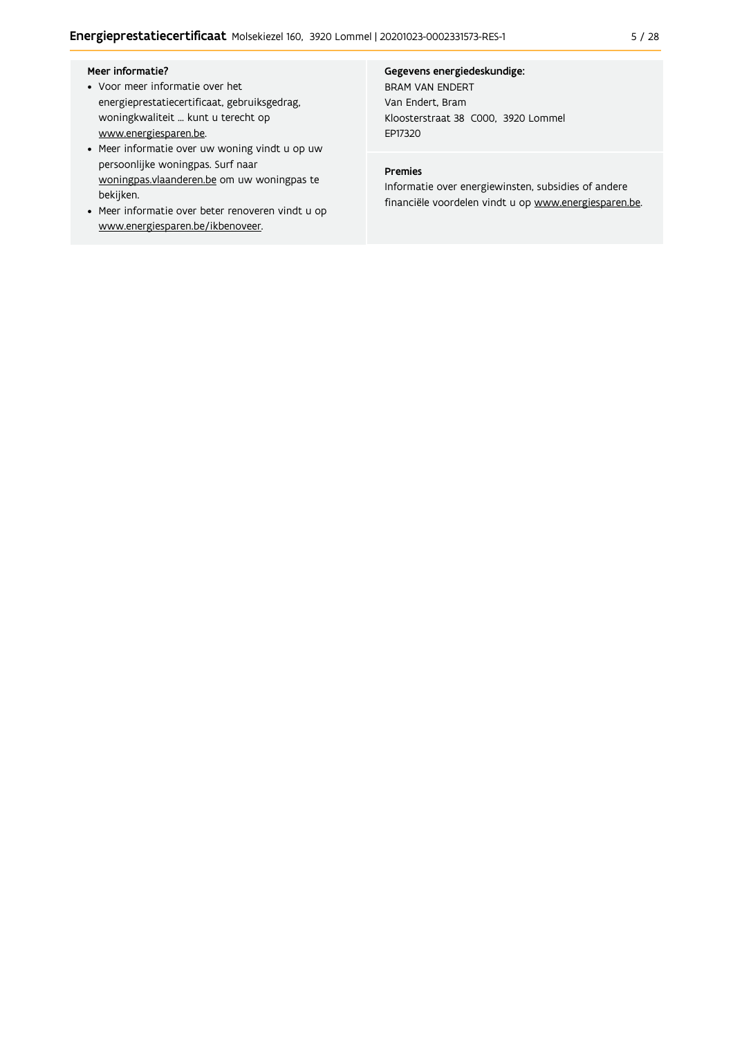**Meer informatie?**

- Voor meer informatie over het energieprestatiecertificaat, gebruiksgedrag, woningkwaliteit ... kunt u terecht op www.energiesparen.be.
- Meer informatie over uw woning vindt u op uw persoonlijke woningpas. Surf naar woningpas.vlaanderen.be om uw woningpas te bekijken.
- Meer informatie over beter renoveren vindt u op www.energiesparen.be/ikbenoveer.

**Gegevens energiedeskundige:**

BRAM VAN ENDERT
Van Endert, Bram
Kloosterstraat 38 C000, 3920 Lommel
EP17320

**Premies**

Informatie over energiewinsten, subsidies of andere financiële voordelen vindt u op www.energiesparen.be.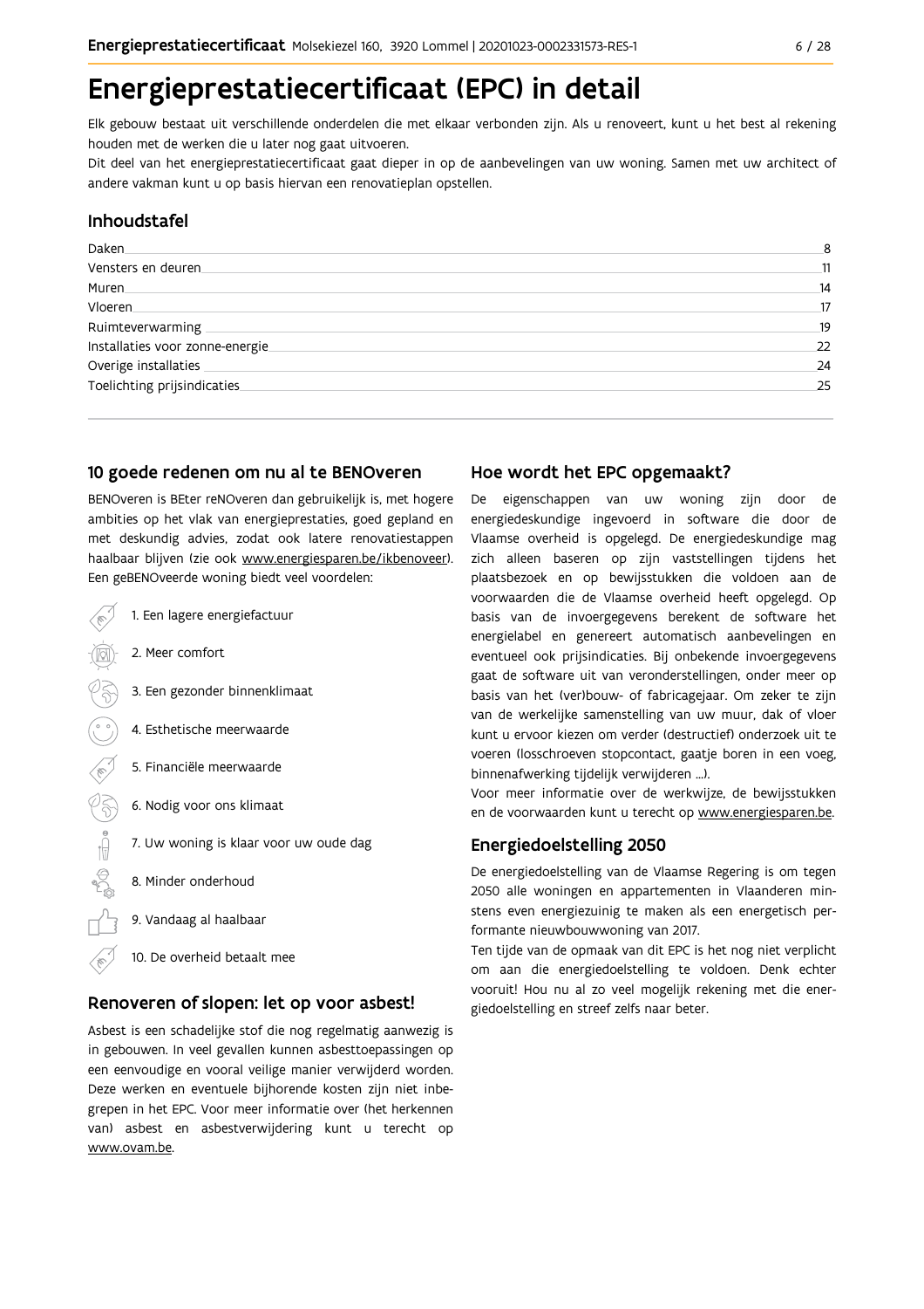# Energieprestatiecertificaat (EPC) in detail

Elk gebouw bestaat uit verschillende onderdelen die met elkaar verbonden zijn. Als u renoveert, kunt u het best al rekening houden met de werken die u later nog gaat uitvoeren.
Dit deel van het energieprestatiecertificaat gaat dieper in op de aanbevelingen van uw woning. Samen met uw architect of andere vakman kunt u op basis hiervan een renovatieplan opstellen.

## Inhoudstafel

| | |
|---|---|
| Daken | 8 |
| Vensters en deuren | 11 |
| Muren | 14 |
| Vloeren | 17 |
| Ruimteverwarming | 19 |
| Installaties voor zonne-energie | 22 |
| Overige installaties | 24 |
| Toelichting prijsindicaties | 25 |

## 10 goede redenen om nu al te BENOveren

BENOveren is BEter reNOveren dan gebruikelijk is, met hogere ambities op het vlak van energieprestaties, goed gepland en met deskundig advies, zodat ook latere renovatiestappen haalbaar blijven (zie ook www.energiesparen.be/ikbenoveer). Een geBENOveerde woning biedt veel voordelen:

1. Een lagere energiefactuur
2. Meer comfort
3. Een gezonder binnenklimaat
4. Esthetische meerwaarde
5. Financiële meerwaarde
6. Nodig voor ons klimaat
7. Uw woning is klaar voor uw oude dag
8. Minder onderhoud
9. Vandaag al haalbaar
10. De overheid betaalt mee

## Renoveren of slopen: let op voor asbest!

Asbest is een schadelijke stof die nog regelmatig aanwezig is in gebouwen. In veel gevallen kunnen asbesttoepassingen op een eenvoudige en vooral veilige manier verwijderd worden. Deze werken en eventuele bijhorende kosten zijn niet inbegrepen in het EPC. Voor meer informatie over (het herkennen van) asbest en asbestverwijdering kunt u terecht op www.ovam.be.

## Hoe wordt het EPC opgemaakt?

De eigenschappen van uw woning zijn door de energiedeskundige ingevoerd in software die door de Vlaamse overheid is opgelegd. De energiedeskundige mag zich alleen baseren op zijn vaststellingen tijdens het plaatsbezoek en op bewijsstukken die voldoen aan de voorwaarden die de Vlaamse overheid heeft opgelegd. Op basis van de invoergegevens berekent de software het energielabel en genereert automatisch aanbevelingen en eventueel ook prijsindicaties. Bij onbekende invoergegevens gaat de software uit van veronderstellingen, onder meer op basis van het (ver)bouw- of fabricagejaar. Om zeker te zijn van de werkelijke samenstelling van uw muur, dak of vloer kunt u ervoor kiezen om verder (destructief) onderzoek uit te voeren (losschroeven stopcontact, gaatje boren in een voeg, binnenafwerking tijdelijk verwijderen ...).
Voor meer informatie over de werkwijze, de bewijsstukken en de voorwaarden kunt u terecht op www.energiesparen.be.

## Energiedoelstelling 2050

De energiedoelstelling van de Vlaamse Regering is om tegen 2050 alle woningen en appartementen in Vlaanderen minstens even energiezuinig te maken als een energetisch performante nieuwbouwwoning van 2017.
Ten tijde van de opmaak van dit EPC is het nog niet verplicht om aan die energiedoelstelling te voldoen. Denk echter vooruit! Hou nu al zo veel mogelijk rekening met die energiedoelstelling en streef zelfs naar beter.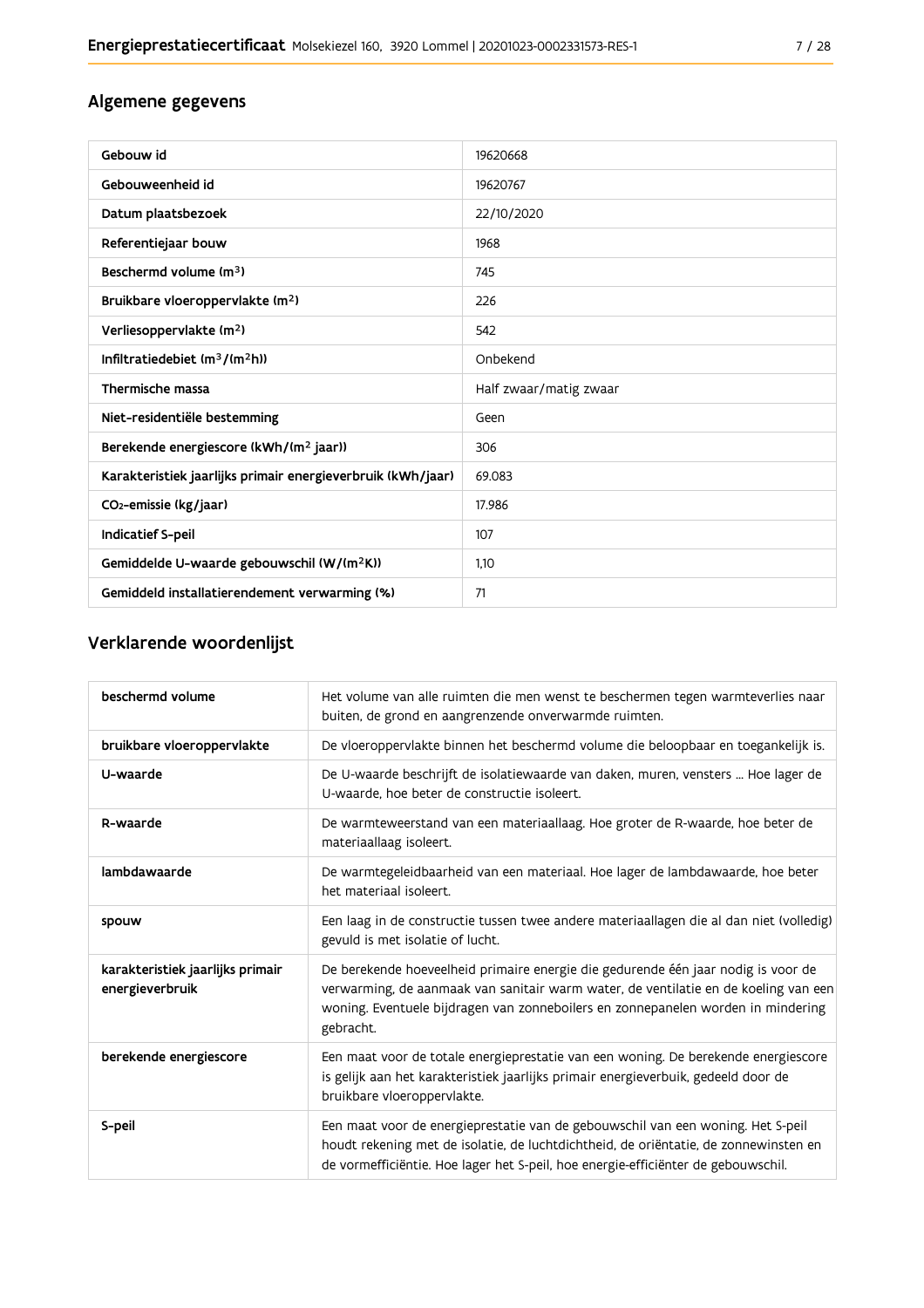## Algemene gegevens

| Gebouw id | 19620668 |
|---|---|
| Gebouweenheid id | 19620767 |
| Datum plaatsbezoek | 22/10/2020 |
| Referentiejaar bouw | 1968 |
| Beschermd volume ($m^3$) | 745 |
| Bruikbare vloeroppervlakte ($m^2$) | 226 |
| Verliesoppervlakte ($m^2$) | 542 |
| Infiltratiedebiet ($m^3/(m^2h)$) | Onbekend |
| Thermische massa | Half zwaar/matig zwaar |
| Niet-residentiële bestemming | Geen |
| Berekende energiescore (kWh/($m^2$ jaar)) | 306 |
| Karakteristiek jaarlijks primair energieverbruik (kWh/jaar) | 69.083 |
| $CO_2$-emissie (kg/jaar) | 17.986 |
| Indicatief S-peil | 107 |
| Gemiddelde U-waarde gebouwschil (W/($m^2$K)) | 1,10 |
| Gemiddeld installatierendement verwarming (%) | 71 |

## Verklarende woordenlijst

| beschermd volume | Het volume van alle ruimten die men wenst te beschermen tegen warmteverlies naar buiten, de grond en aangrenzende onverwarmde ruimten. |
|---|---|
| bruikbare vloeroppervlakte | De vloeroppervlakte binnen het beschermd volume die beloopbaar en toegankelijk is. |
| U-waarde | De U-waarde beschrijft de isolatiewaarde van daken, muren, vensters ... Hoe lager de U-waarde, hoe beter de constructie isoleert. |
| R-waarde | De warmteweerstand van een materiaallaag. Hoe groter de R-waarde, hoe beter de materiaallaag isoleert. |
| lambdawaarde | De warmtegeleidbaarheid van een materiaal. Hoe lager de lambdawaarde, hoe beter het materiaal isoleert. |
| spouw | Een laag in de constructie tussen twee andere materiaallagen die al dan niet (volledig) gevuld is met isolatie of lucht. |
| karakteristiek jaarlijks primair energieverbruik | De berekende hoeveelheid primaire energie die gedurende één jaar nodig is voor de verwarming, de aanmaak van sanitair warm water, de ventilatie en de koeling van een woning. Eventuele bijdragen van zonneboilers en zonnepanelen worden in mindering gebracht. |
| berekende energiescore | Een maat voor de totale energieprestatie van een woning. De berekende energiescore is gelijk aan het karakteristiek jaarlijks primair energieverbuik, gedeeld door de bruikbare vloeroppervlakte. |
| S-peil | Een maat voor de energieprestatie van de gebouwschil van een woning. Het S-peil houdt rekening met de isolatie, de luchtdichtheid, de oriëntatie, de zonnewinsten en de vormefficiëntie. Hoe lager het S-peil, hoe energie-efficiënter de gebouwschil. |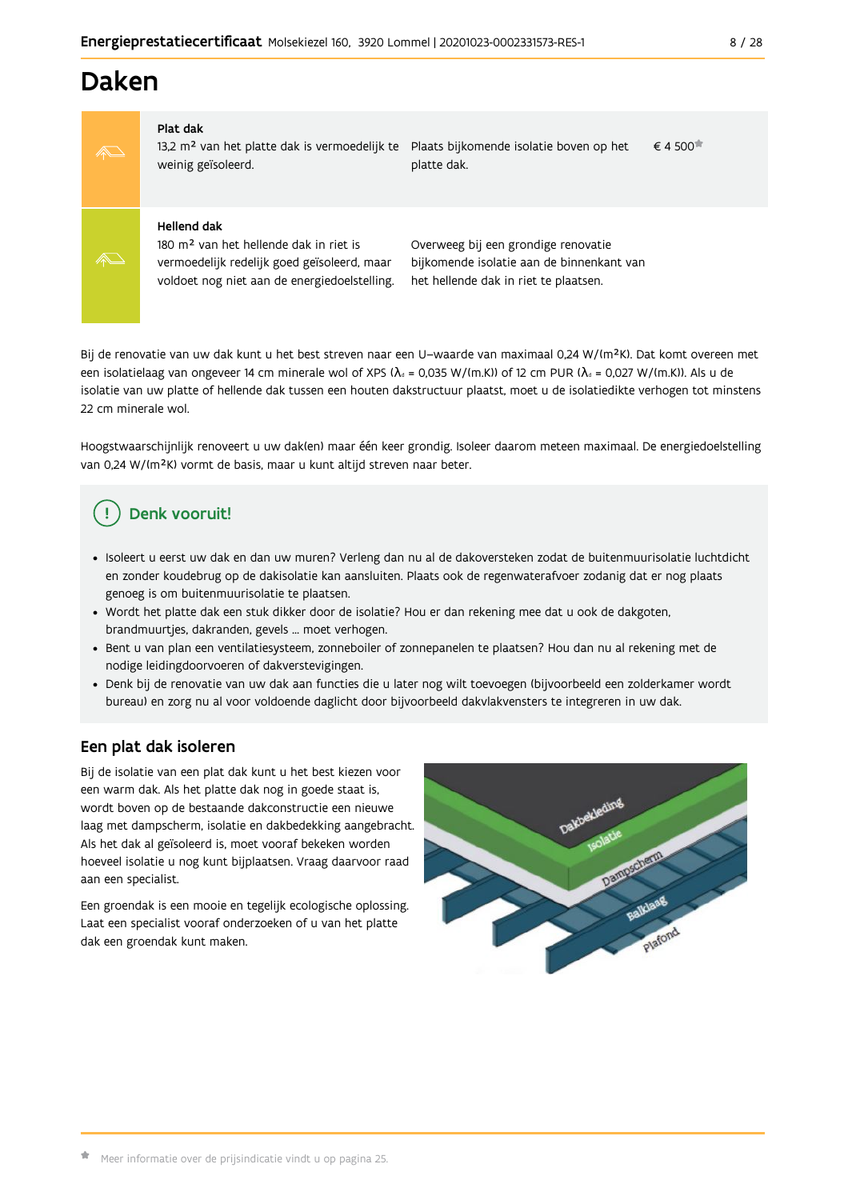# Daken

| | | | |
|---|---|---|---|
| **Plat dak** | 13,2 m² van het platte dak is vermoedelijk te weinig geïsoleerd. | Plaats bijkomende isolatie boven op het platte dak. | € 4 500* |
| **Hellend dak** | 180 m² van het hellende dak in riet is vermoedelijk redelijk goed geïsoleerd, maar voldoet nog niet aan de energiedoelstelling. | Overweeg bij een grondige renovatie bijkomende isolatie aan de binnenkant van het hellende dak in riet te plaatsen. | |

Bij de renovatie van uw dak kunt u het best streven naar een U–waarde van maximaal 0,24 W/(m²K). Dat komt overeen met een isolatielaag van ongeveer 14 cm minerale wol of XPS ($\lambda_d$ = 0,035 W/(m.K)) of 12 cm PUR ($\lambda_d$ = 0,027 W/(m.K)). Als u de isolatie van uw platte of hellende dak tussen een houten dakstructuur plaatst, moet u de isolatiedikte verhogen tot minstens 22 cm minerale wol.

Hoogstwaarschijnlijk renoveert u uw dak(en) maar één keer grondig. Isoleer daarom meteen maximaal. De energiedoelstelling van 0,24 W/(m²K) vormt de basis, maar u kunt altijd streven naar beter.

## Denk vooruit!

- Isoleert u eerst uw dak en dan uw muren? Verleng dan nu al de dakoversteken zodat de buitenmuurisolatie luchtdicht en zonder koudebrug op de dakisolatie kan aansluiten. Plaats ook de regenwaterafvoer zodanig dat er nog plaats genoeg is om buitenmuurisolatie te plaatsen.
- Wordt het platte dak een stuk dikker door de isolatie? Hou er dan rekening mee dat u ook de dakgoten, brandmuurtjes, dakranden, gevels … moet verhogen.
- Bent u van plan een ventilatiesysteem, zonneboiler of zonnepanelen te plaatsen? Hou dan nu al rekening met de nodige leidingdoorvoeren of dakverstevigingen.
- Denk bij de renovatie van uw dak aan functies die u later nog wilt toevoegen (bijvoorbeeld een zolderkamer wordt bureau) en zorg nu al voor voldoende daglicht door bijvoorbeeld dakvlakvensters te integreren in uw dak.

## Een plat dak isoleren

Bij de isolatie van een plat dak kunt u het best kiezen voor een warm dak. Als het platte dak nog in goede staat is, wordt boven op de bestaande dakconstructie een nieuwe laag met dampscherm, isolatie en dakbedekking aangebracht. Als het dak al geïsoleerd is, moet vooraf bekeken worden hoeveel isolatie u nog kunt bijplaatsen. Vraag daarvoor raad aan een specialist.

Een groendak is een mooie en tegelijk ecologische oplossing. Laat een specialist vooraf onderzoeken of u van het platte dak een groendak kunt maken.

Dakbekleding
Isolatie
Dampscherm
Balklaag
Plafond

* Meer informatie over de prijsindicatie vindt u op pagina 25.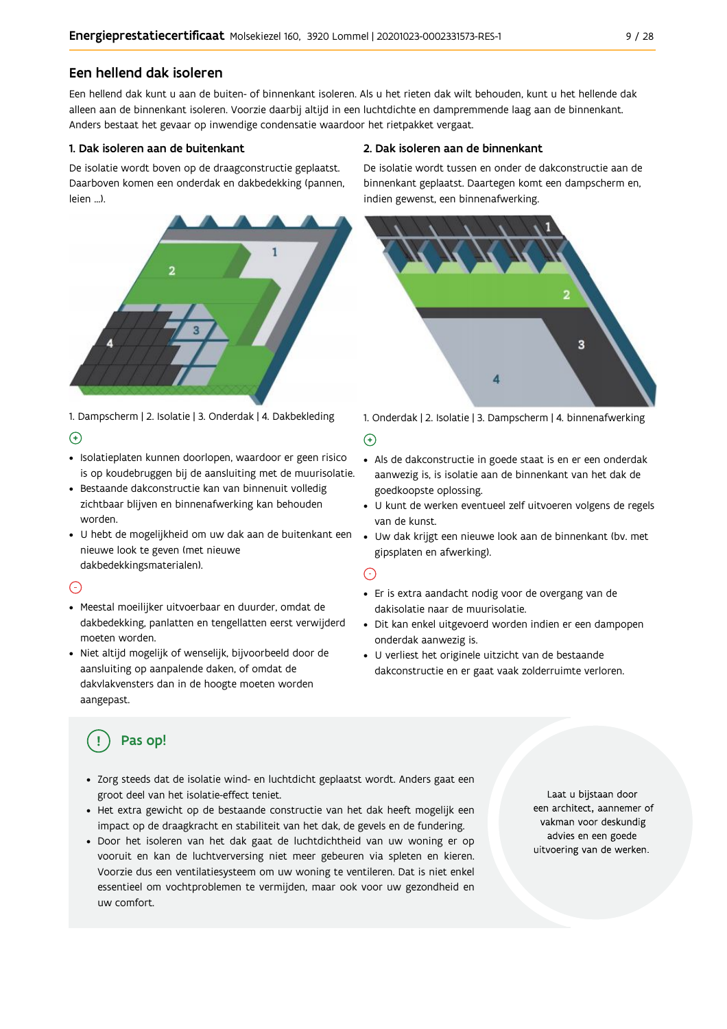## Een hellend dak isoleren

Een hellend dak kunt u aan de buiten- of binnenkant isoleren. Als u het rieten dak wilt behouden, kunt u het hellende dak alleen aan de binnenkant isoleren. Voorzie daarbij altijd in een luchtdichte en dampremmende laag aan de binnenkant. Anders bestaat het gevaar op inwendige condensatie waardoor het rietpakket vergaat.

### 1. Dak isoleren aan de buitenkant

De isolatie wordt boven op de draagconstructie geplaatst. Daarboven komen een onderdak en dakbedekking (pannen, leien ...).

1. Dampscherm | 2. Isolatie | 3. Onderdak | 4. Dakbekleding

⊕

- Isolatieplaten kunnen doorlopen, waardoor er geen risico is op koudebruggen bij de aansluiting met de muurisolatie.
- Bestaande dakconstructie kan van binnenuit volledig zichtbaar blijven en binnenafwerking kan behouden worden.
- U hebt de mogelijkheid om uw dak aan de buitenkant een nieuwe look te geven (met nieuwe dakbedekkingsmaterialen).

⊖

- Meestal moeilijker uitvoerbaar en duurder, omdat de dakbedekking, panlatten en tengellatten eerst verwijderd moeten worden.
- Niet altijd mogelijk of wenselijk, bijvoorbeeld door de aansluiting op aanpalende daken, of omdat de dakvlakvensters dan in de hoogte moeten worden aangepast.

### 2. Dak isoleren aan de binnenkant

De isolatie wordt tussen en onder de dakconstructie aan de binnenkant geplaatst. Daartegen komt een dampscherm en, indien gewenst, een binnenafwerking.

1. Onderdak | 2. Isolatie | 3. Dampscherm | 4. binnenafwerking

⊕

- Als de dakconstructie in goede staat is en er een onderdak aanwezig is, is isolatie aan de binnenkant van het dak de goedkoopste oplossing.
- U kunt de werken eventueel zelf uitvoeren volgens de regels van de kunst.
- Uw dak krijgt een nieuwe look aan de binnenkant (bv. met gipsplaten en afwerking).

⊖

- Er is extra aandacht nodig voor de overgang van de dakisolatie naar de muurisolatie.
- Dit kan enkel uitgevoerd worden indien er een dampopen onderdak aanwezig is.
- U verliest het originele uitzicht van de bestaande dakconstructie en er gaat vaak zolderruimte verloren.

### Pas op!

- Zorg steeds dat de isolatie wind- en luchtdicht geplaatst wordt. Anders gaat een groot deel van het isolatie-effect teniet.
- Het extra gewicht op de bestaande constructie van het dak heeft mogelijk een impact op de draagkracht en stabiliteit van het dak, de gevels en de fundering.
- Door het isoleren van het dak gaat de luchtdichtheid van uw woning er op vooruit en kan de luchtverversing niet meer gebeuren via spleten en kieren. Voorzie dus een ventilatiesysteem om uw woning te ventileren. Dat is niet enkel essentieel om vochtproblemen te vermijden, maar ook voor uw gezondheid en uw comfort.

Laat u bijstaan door een architect, aannemer of vakman voor deskundig advies en een goede uitvoering van de werken.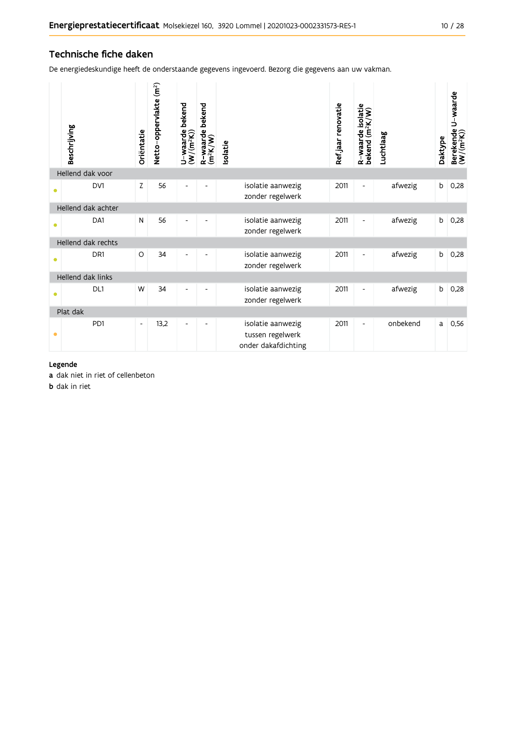## Technische fiche daken

De energiedeskundige heeft de onderstaande gegevens ingevoerd. Bezorg die gegevens aan uw vakman.

| | Beschrijving | Oriëntatie | Netto-oppervlakte ($m^2$) | U-waarde bekend ($W/(m^2K)$) | R-waarde bekend ($m^2K/W$) | Isolatie | Ref.jaar renovatie | R-waarde isolatie bekend ($m^2K/W$) | Luchtlaag | Daktype | Berekende U-waarde ($W/(m^2K)$) |
|---|---|---|---|---|---|---|---|---|---|---|---|
| Hellend dak voor | | | | | | | | | | | |
| • | DV1 | Z | 56 | - | - | isolatie aanwezig zonder regelwerk | 2011 | - | afwezig | b | 0,28 |
| Hellend dak achter | | | | | | | | | | | |
| • | DA1 | N | 56 | - | - | isolatie aanwezig zonder regelwerk | 2011 | - | afwezig | b | 0,28 |
| Hellend dak rechts | | | | | | | | | | | |
| • | DR1 | O | 34 | - | - | isolatie aanwezig zonder regelwerk | 2011 | - | afwezig | b | 0,28 |
| Hellend dak links | | | | | | | | | | | |
| • | DL1 | W | 34 | - | - | isolatie aanwezig zonder regelwerk | 2011 | - | afwezig | b | 0,28 |
| Plat dak | | | | | | | | | | | |
| • | PD1 | - | 13,2 | - | - | isolatie aanwezig tussen regelwerk onder dakafdichting | 2011 | - | onbekend | a | 0,56 |

**Legende**

**a** dak niet in riet of cellenbeton

**b** dak in riet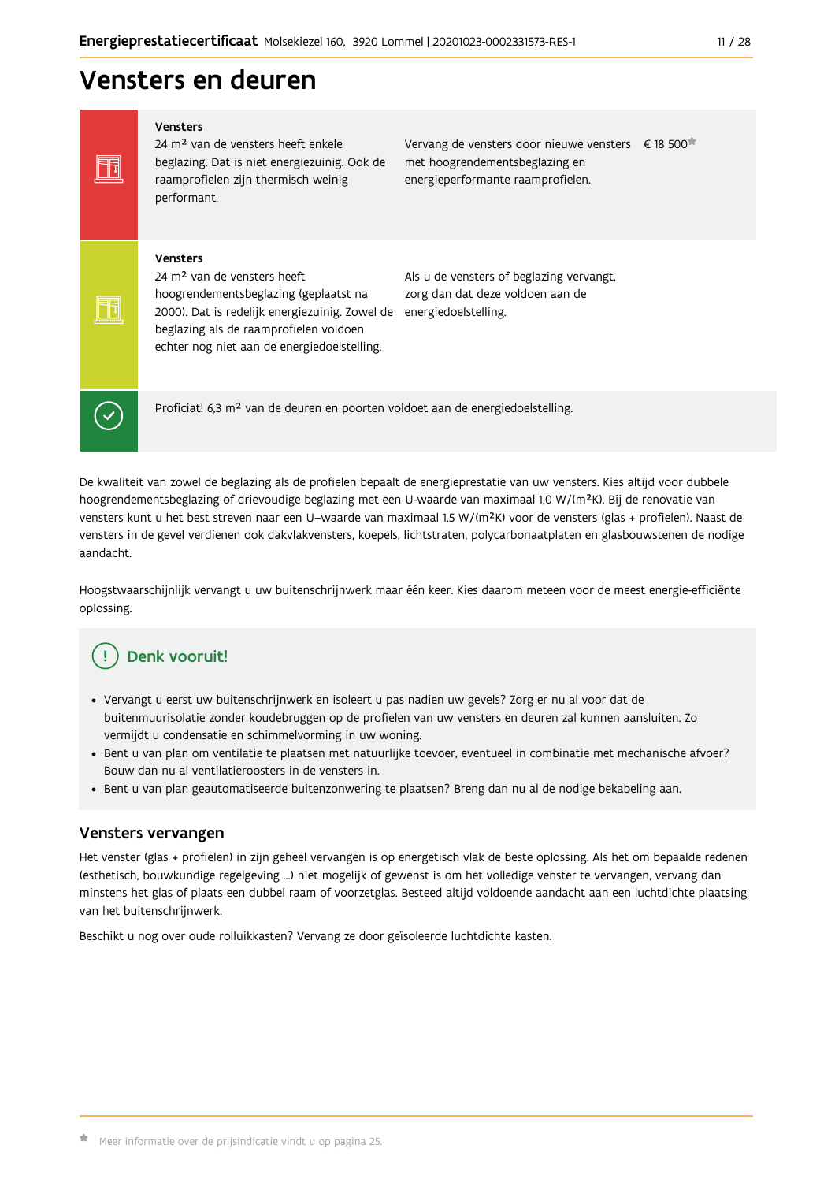# Vensters en deuren

| | | |
|---|---|---|
| **Vensters**<br>24 m² van de vensters heeft enkele beglazing. Dat is niet energiezuinig. Ook de raamprofielen zijn thermisch weinig performant. | Vervang de vensters door nieuwe vensters met hoogrendementsbeglazing en energieperformante raamprofielen. | € 18 500* |
| **Vensters**<br>24 m² van de vensters heeft hoogrendementsbeglazing (geplaatst na 2000). Dat is redelijk energiezuinig. Zowel de beglazing als de raamprofielen voldoen echter nog niet aan de energiedoelstelling. | Als u de vensters of beglazing vervangt, zorg dan dat deze voldoen aan de energiedoelstelling. | |

Proficiat! 6,3 m² van de deuren en poorten voldoet aan de energiedoelstelling.

De kwaliteit van zowel de beglazing als de profielen bepaalt de energieprestatie van uw vensters. Kies altijd voor dubbele hoogrendementsbeglazing of drievoudige beglazing met een U-waarde van maximaal 1,0 W/(m²K). Bij de renovatie van vensters kunt u het best streven naar een U–waarde van maximaal 1,5 W/(m²K) voor de vensters (glas + profielen). Naast de vensters in de gevel verdienen ook dakvlakvensters, koepels, lichtstraten, polycarbonaatplaten en glasbouwstenen de nodige aandacht.

Hoogstwaarschijnlijk vervangt u uw buitenschrijnwerk maar één keer. Kies daarom meteen voor de meest energie-efficiënte oplossing.

## Denk vooruit!

- Vervangt u eerst uw buitenschrijnwerk en isoleert u pas nadien uw gevels? Zorg er nu al voor dat de buitenmuurisolatie zonder koudebruggen op de profielen van uw vensters en deuren zal kunnen aansluiten. Zo vermijdt u condensatie en schimmelvorming in uw woning.
- Bent u van plan om ventilatie te plaatsen met natuurlijke toevoer, eventueel in combinatie met mechanische afvoer? Bouw dan nu al ventilatieroosters in de vensters in.
- Bent u van plan geautomatiseerde buitenzonwering te plaatsen? Breng dan nu al de nodige bekabeling aan.

## Vensters vervangen

Het venster (glas + profielen) in zijn geheel vervangen is op energetisch vlak de beste oplossing. Als het om bepaalde redenen (esthetisch, bouwkundige regelgeving ...) niet mogelijk of gewenst is om het volledige venster te vervangen, vervang dan minstens het glas of plaats een dubbel raam of voorzetglas. Besteed altijd voldoende aandacht aan een luchtdichte plaatsing van het buitenschrijnwerk.

Beschikt u nog over oude rolluikkasten? Vervang ze door geïsoleerde luchtdichte kasten.

* Meer informatie over de prijsindicatie vindt u op pagina 25.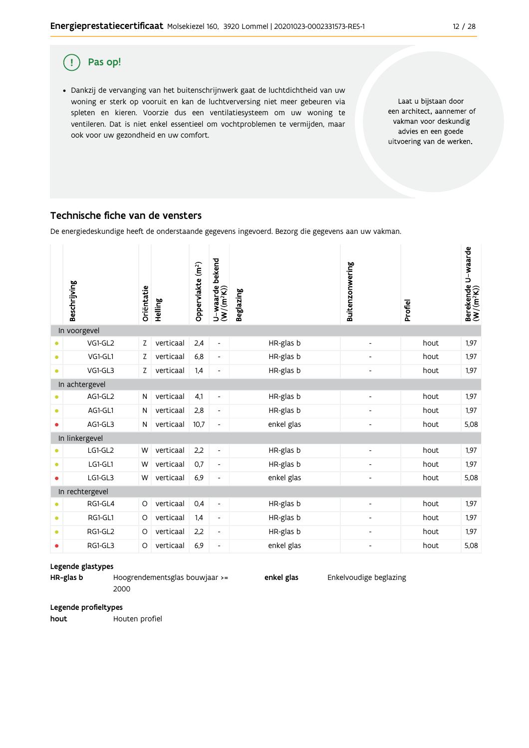## Pas op!

- Dankzij de vervanging van het buitenschrijnwerk gaat de luchtdichtheid van uw woning er sterk op vooruit en kan de luchtverversing niet meer gebeuren via spleten en kieren. Voorzie dus een ventilatiesysteem om uw woning te ventileren. Dat is niet enkel essentieel om vochtproblemen te vermijden, maar ook voor uw gezondheid en uw comfort.

Laat u bijstaan door een architect, aannemer of vakman voor deskundig advies en een goede uitvoering van de werken.

## Technische fiche van de vensters

De energiedeskundige heeft de onderstaande gegevens ingevoerd. Bezorg die gegevens aan uw vakman.

| | Beschrijving | Oriëntatie | Helling | Oppervlakte (m²) | U-waarde bekend (W/(m²K)) | Beglazing | Buitenzonwering | Profiel | Berekende U-waarde (W/(m²K)) |
|---|---|---|---|---|---|---|---|---|---|
| **In voorgevel** | | | | | | | | | |
| • | VG1-GL2 | Z | verticaal | 2,4 | - | HR-glas b | - | hout | 1,97 |
| • | VG1-GL1 | Z | verticaal | 6,8 | - | HR-glas b | - | hout | 1,97 |
| • | VG1-GL3 | Z | verticaal | 1,4 | - | HR-glas b | - | hout | 1,97 |
| **In achtergevel** | | | | | | | | | |
| • | AG1-GL2 | N | verticaal | 4,1 | - | HR-glas b | - | hout | 1,97 |
| • | AG1-GL1 | N | verticaal | 2,8 | - | HR-glas b | - | hout | 1,97 |
| • | AG1-GL3 | N | verticaal | 10,7 | - | enkel glas | - | hout | 5,08 |
| **In linkergevel** | | | | | | | | | |
| • | LG1-GL2 | W | verticaal | 2,2 | - | HR-glas b | - | hout | 1,97 |
| • | LG1-GL1 | W | verticaal | 0,7 | - | HR-glas b | - | hout | 1,97 |
| • | LG1-GL3 | W | verticaal | 6,9 | - | enkel glas | - | hout | 5,08 |
| **In rechtergevel** | | | | | | | | | |
| • | RG1-GL4 | O | verticaal | 0,4 | - | HR-glas b | - | hout | 1,97 |
| • | RG1-GL1 | O | verticaal | 1,4 | - | HR-glas b | - | hout | 1,97 |
| • | RG1-GL2 | O | verticaal | 2,2 | - | HR-glas b | - | hout | 1,97 |
| • | RG1-GL3 | O | verticaal | 6,9 | - | enkel glas | - | hout | 5,08 |

**Legende glastypes**

**HR-glas b** Hoogrendementsglas bouwjaar >= 2000

**enkel glas** Enkelvoudige beglazing

**Legende profieltypes**

**hout** Houten profiel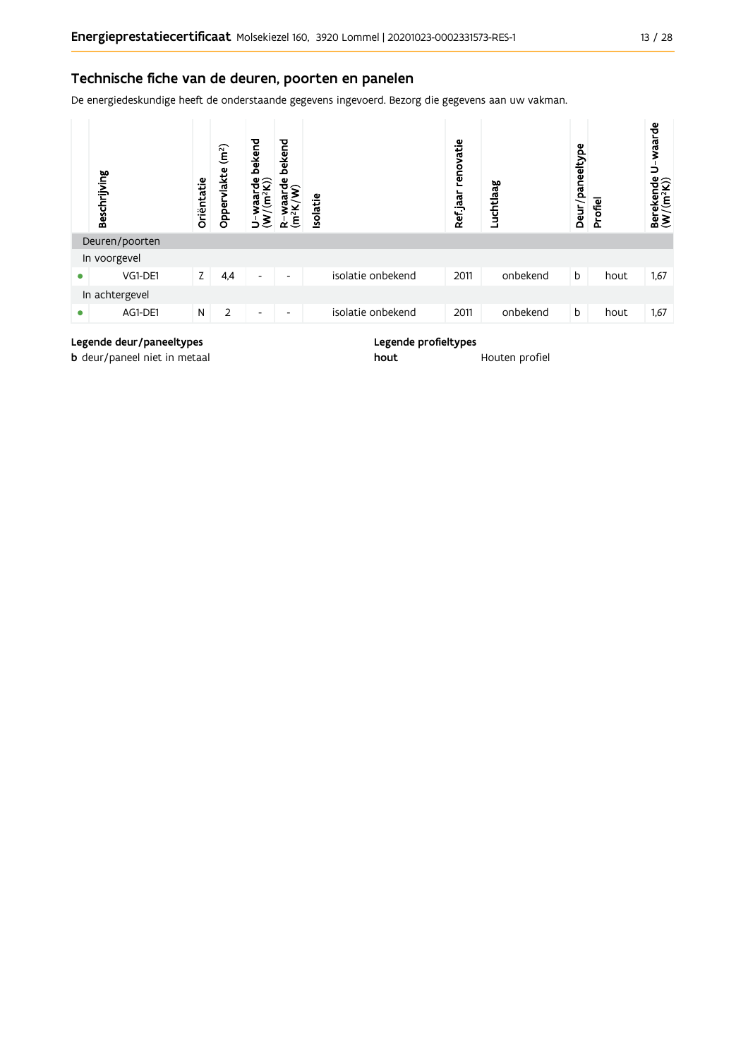## Technische fiche van de deuren, poorten en panelen

De energiedeskundige heeft de onderstaande gegevens ingevoerd. Bezorg die gegevens aan uw vakman.

| | Beschrijving | Oriëntatie | Oppervlakte (m²) | U-waarde bekend (W/(m²K)) | R-waarde bekend (m²K/W) | Isolatie | Ref.jaar renovatie | Luchtlaag | Deur/paneeltype | Profiel | Berekende U-waarde (W/(m²K)) |
|---|---|---|---|---|---|---|---|---|---|---|---|
| Deuren/poorten | | | | | | | | | | | |
| In voorgevel | | | | | | | | | | | |
| • | VG1-DE1 | Z | 4,4 | - | - | isolatie onbekend | 2011 | onbekend | b | hout | 1,67 |
| In achtergevel | | | | | | | | | | | |
| • | AG1-DE1 | N | 2 | - | - | isolatie onbekend | 2011 | onbekend | b | hout | 1,67 |

**Legende deur/paneeltypes**

**b** deur/paneel niet in metaal

**Legende profieltypes**

**hout** Houten profiel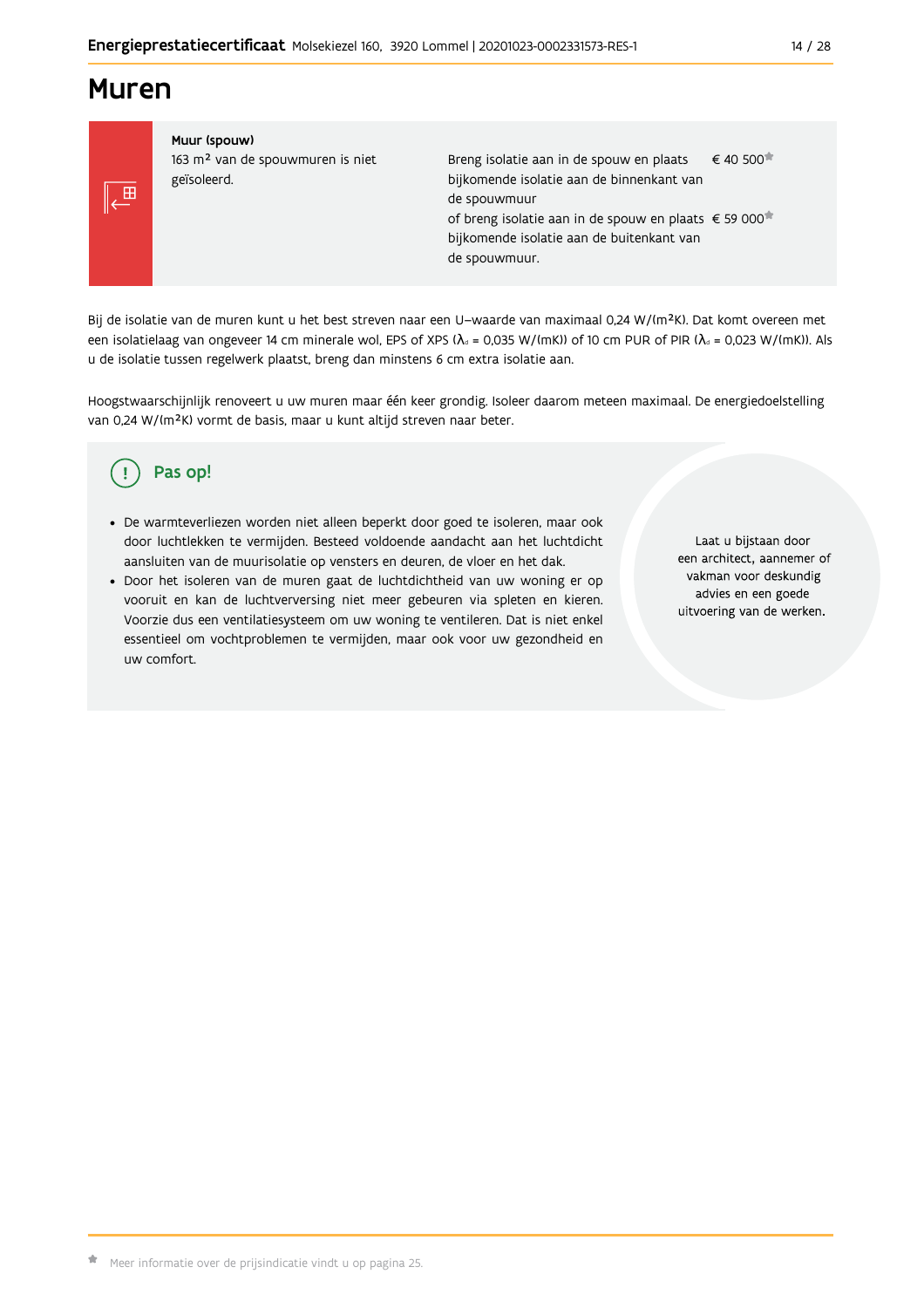# Muren

**Muur (spouw)**

163 m² van de spouwmuren is niet geïsoleerd.

| Maatregel | Prijs |
|---|---|
| Breng isolatie aan in de spouw en plaats bijkomende isolatie aan de binnenkant van de spouwmuur | € 40 500* |
| of breng isolatie aan in de spouw en plaats bijkomende isolatie aan de buitenkant van de spouwmuur. | € 59 000* |

Bij de isolatie van de muren kunt u het best streven naar een U-waarde van maximaal 0,24 W/(m²K). Dat komt overeen met een isolatielaag van ongeveer 14 cm minerale wol, EPS of XPS ($\lambda_d$ = 0,035 W/(mK)) of 10 cm PUR of PIR ($\lambda_d$ = 0,023 W/(mK)). Als u de isolatie tussen regelwerk plaatst, breng dan minstens 6 cm extra isolatie aan.

Hoogstwaarschijnlijk renoveert u uw muren maar één keer grondig. Isoleer daarom meteen maximaal. De energiedoelstelling van 0,24 W/(m²K) vormt de basis, maar u kunt altijd streven naar beter.

## Pas op!

- De warmteverliezen worden niet alleen beperkt door goed te isoleren, maar ook door luchtlekken te vermijden. Besteed voldoende aandacht aan het luchtdicht aansluiten van de muurisolatie op vensters en deuren, de vloer en het dak.
- Door het isoleren van de muren gaat de luchtdichtheid van uw woning er op vooruit en kan de luchtverversing niet meer gebeuren via spleten en kieren. Voorzie dus een ventilatiesysteem om uw woning te ventileren. Dat is niet enkel essentieel om vochtproblemen te vermijden, maar ook voor uw gezondheid en uw comfort.

Laat u bijstaan door een architect, aannemer of vakman voor deskundig advies en een goede uitvoering van de werken.

* Meer informatie over de prijsindicatie vindt u op pagina 25.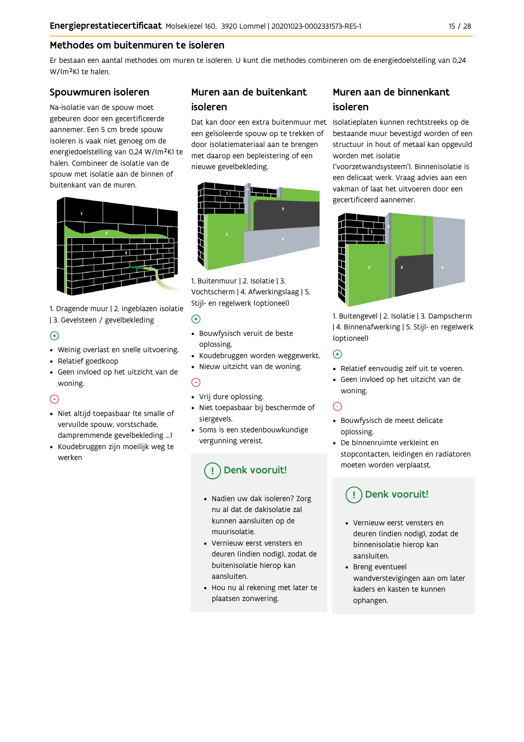## Methodes om buitenmuren te isoleren

Er bestaan een aantal methodes om muren te isoleren. U kunt die methodes combineren om de energiedoelstelling van 0,24 W/(m²K) te halen.

### Spouwmuren isoleren

Na-isolatie van de spouw moet gebeuren door een gecertificeerde aannemer. Een 5 cm brede spouw isoleren is vaak niet genoeg om de energiedoelstelling van 0,24 W/(m²K) te halen. Combineer de isolatie van de spouw met isolatie aan de binnen of buitenkant van de muren.

1. Dragende muur | 2. Ingeblazen isolatie | 3. Gevelsteen / gevelbekleding

(+)

- Weinig overlast en snelle uitvoering.
- Relatief goedkoop
- Geen invloed op het uitzicht van de woning.

(-)

- Niet altijd toepasbaar (te smalle of vervuilde spouw, vorstschade, dampremmende gevelbekleding ...)
- Koudebruggen zijn moeilijk weg te werken

### Muren aan de buitenkant isoleren

Dat kan door een extra buitenmuur met een geïsoleerde spouw op te trekken of door isolatiemateriaal aan te brengen met daarop een bepleistering of een nieuwe gevelbekleding.

1. Buitenmuur | 2. Isolatie | 3. Vochtscherm | 4. Afwerkingslaag | 5. Stijl- en regelwerk (optioneel)

(+)

- Bouwfysisch veruit de beste oplossing.
- Koudebruggen worden weggewerkt.
- Nieuw uitzicht van de woning.

(-)

- Vrij dure oplossing.
- Niet toepasbaar bij beschermde of siergevels.
- Soms is een stedenbouwkundige vergunning vereist.

**(!) Denk vooruit!**

- Nadien uw dak isoleren? Zorg nu al dat de dakisolatie zal kunnen aansluiten op de muurisolatie.
- Vernieuw eerst vensters en deuren (indien nodig), zodat de buitenisolatie hierop kan aansluiten.
- Hou nu al rekening met later te plaatsen zonwering.

### Muren aan de binnenkant isoleren

Isolatieplaten kunnen rechtstreeks op de bestaande muur bevestigd worden of een structuur in hout of metaal kan opgevuld worden met isolatie ('voorzetwandsysteem'). Binnenisolatie is een delicaat werk. Vraag advies aan een vakman of laat het uitvoeren door een gecertificeerd aannemer.

1. Buitengevel | 2. Isolatie | 3. Dampscherm | 4. Binnenafwerking | 5. Stijl- en regelwerk (optioneel)

(+)

- Relatief eenvoudig zelf uit te voeren.
- Geen invloed op het uitzicht van de woning.

(-)

- Bouwfysisch de meest delicate oplossing.
- De binnenruimte verkleint en stopcontacten, leidingen en radiatoren moeten worden verplaatst.

**(!) Denk vooruit!**

- Vernieuw eerst vensters en deuren (indien nodig), zodat de binnenisolatie hierop kan aansluiten.
- Breng eventueel wandverstevigingen aan om later kaders en kasten te kunnen ophangen.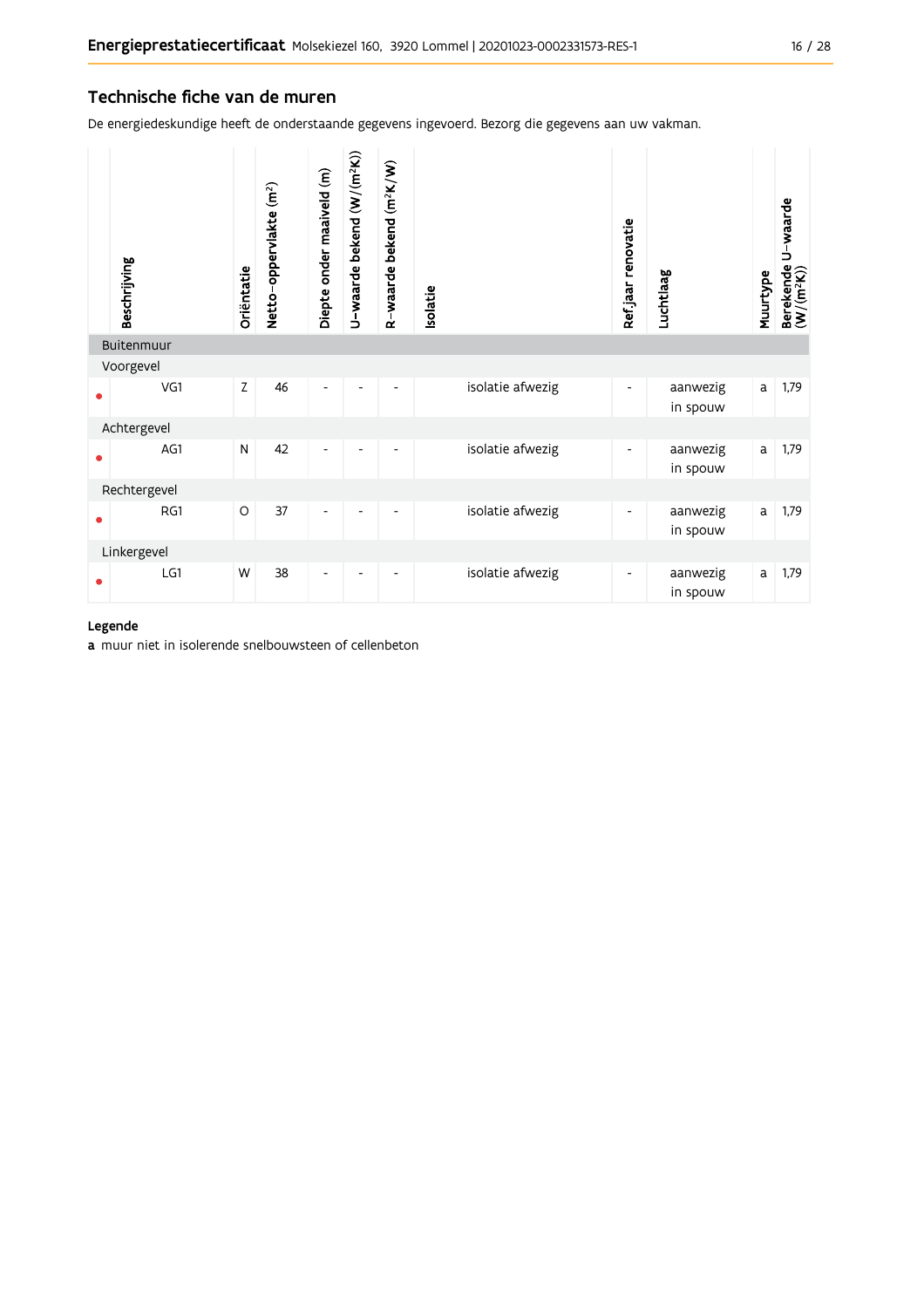## Technische fiche van de muren

De energiedeskundige heeft de onderstaande gegevens ingevoerd. Bezorg die gegevens aan uw vakman.

| | Beschrijving | Oriëntatie | Netto-oppervlakte ($m^2$) | Diepte onder maaiveld (m) | U-waarde bekend ($W/(m^2K)$) | R-waarde bekend ($m^2K/W$) | Isolatie | Ref.jaar renovatie | Luchtlaag | Muurtype | Berekende U-waarde ($W/(m^2K)$) |
|---|---|---|---|---|---|---|---|---|---|---|---|
| | **Buitenmuur** | | | | | | | | | | |
| | Voorgevel | | | | | | | | | | |
| • | VG1 | Z | 46 | - | - | - | isolatie afwezig | - | aanwezig in spouw | a | 1,79 |
| | Achtergevel | | | | | | | | | | |
| • | AG1 | N | 42 | - | - | - | isolatie afwezig | - | aanwezig in spouw | a | 1,79 |
| | Rechtergevel | | | | | | | | | | |
| • | RG1 | O | 37 | - | - | - | isolatie afwezig | - | aanwezig in spouw | a | 1,79 |
| | Linkergevel | | | | | | | | | | |
| • | LG1 | W | 38 | - | - | - | isolatie afwezig | - | aanwezig in spouw | a | 1,79 |

**Legende**

**a** muur niet in isolerende snelbouwsteen of cellenbeton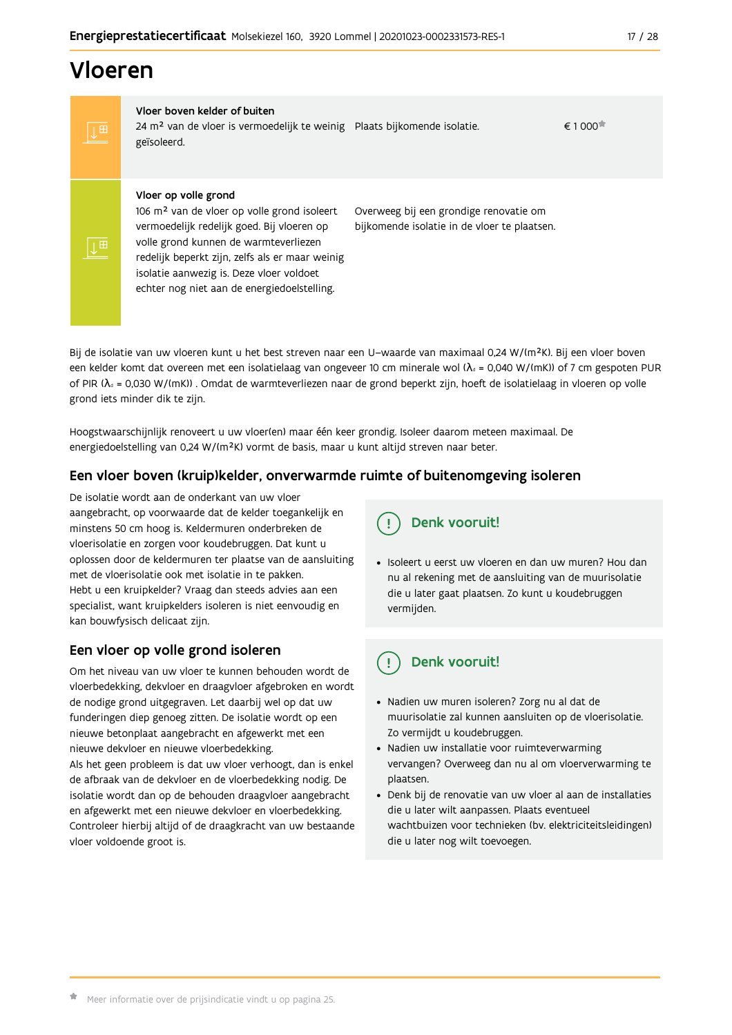# Vloeren

| | | | |
|---|---|---|---|
| **Vloer boven kelder of buiten**<br>24 m² van de vloer is vermoedelijk te weinig geïsoleerd. | Plaats bijkomende isolatie. | € 1 000* |
| **Vloer op volle grond**<br>106 m² van de vloer op volle grond isoleert vermoedelijk redelijk goed. Bij vloeren op volle grond kunnen de warmteverliezen redelijk beperkt zijn, zelfs als er maar weinig isolatie aanwezig is. Deze vloer voldoet echter nog niet aan de energiedoelstelling. | Overweeg bij een grondige renovatie om bijkomende isolatie in de vloer te plaatsen. | |

Bij de isolatie van uw vloeren kunt u het best streven naar een U–waarde van maximaal 0,24 W/(m²K). Bij een vloer boven een kelder komt dat overeen met een isolatielaag van ongeveer 10 cm minerale wol ($\lambda_d$ = 0,040 W/(mK)) of 7 cm gespoten PUR of PIR ($\lambda_d$ = 0,030 W/(mK)) . Omdat de warmteverliezen naar de grond beperkt zijn, hoeft de isolatielaag in vloeren op volle grond iets minder dik te zijn.

Hoogstwaarschijnlijk renoveert u uw vloer(en) maar één keer grondig. Isoleer daarom meteen maximaal. De energiedoelstelling van 0,24 W/(m²K) vormt de basis, maar u kunt altijd streven naar beter.

## Een vloer boven (kruip)kelder, onverwarmde ruimte of buitenomgeving isoleren

De isolatie wordt aan de onderkant van uw vloer aangebracht, op voorwaarde dat de kelder toegankelijk en minstens 50 cm hoog is. Keldermuren onderbreken de vloerisolatie en zorgen voor koudebruggen. Dat kunt u oplossen door de keldermuren ter plaatse van de aansluiting met de vloerisolatie ook met isolatie in te pakken.
Hebt u een kruipkelder? Vraag dan steeds advies aan een specialist, want kruipkelders isoleren is niet eenvoudig en kan bouwfysisch delicaat zijn.

### Denk vooruit!

- Isoleert u eerst uw vloeren en dan uw muren? Hou dan nu al rekening met de aansluiting van de muurisolatie die u later gaat plaatsen. Zo kunt u koudebruggen vermijden.

## Een vloer op volle grond isoleren

Om het niveau van uw vloer te kunnen behouden wordt de vloerbedekking, dekvloer en draagvloer afgebroken en wordt de nodige grond uitgegraven. Let daarbij wel op dat uw funderingen diep genoeg zitten. De isolatie wordt op een nieuwe betonplaat aangebracht en afgewerkt met een nieuwe dekvloer en nieuwe vloerbedekking.
Als het geen probleem is dat uw vloer verhoogt, dan is enkel de afbraak van de dekvloer en de vloerbedekking nodig. De isolatie wordt dan op de behouden draagvloer aangebracht en afgewerkt met een nieuwe dekvloer en vloerbedekking. Controleer hierbij altijd of de draagkracht van uw bestaande vloer voldoende groot is.

### Denk vooruit!

- Nadien uw muren isoleren? Zorg nu al dat de muurisolatie zal kunnen aansluiten op de vloerisolatie. Zo vermijdt u koudebruggen.
- Nadien uw installatie voor ruimteverwarming vervangen? Overweeg dan nu al om vloerverwarming te plaatsen.
- Denk bij de renovatie van uw vloer al aan de installaties die u later wilt aanpassen. Plaats eventueel wachtbuizen voor technieken (bv. elektriciteitsleidingen) die u later nog wilt toevoegen.

* Meer informatie over de prijsindicatie vindt u op pagina 25.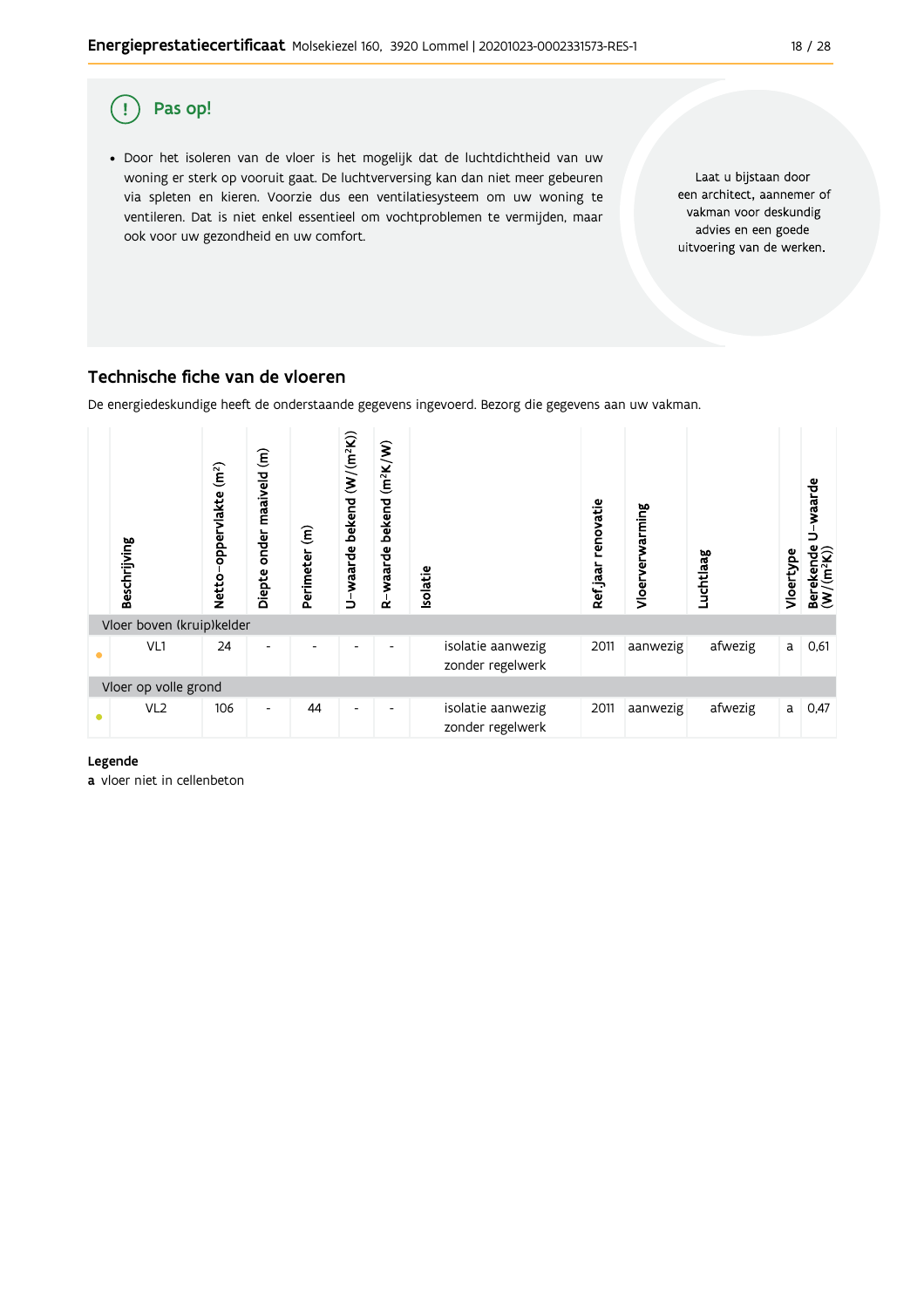## Pas op!

- Door het isoleren van de vloer is het mogelijk dat de luchtdichtheid van uw woning er sterk op vooruit gaat. De luchtverversing kan dan niet meer gebeuren via spleten en kieren. Voorzie dus een ventilatiesysteem om uw woning te ventileren. Dat is niet enkel essentieel om vochtproblemen te vermijden, maar ook voor uw gezondheid en uw comfort.

Laat u bijstaan door een architect, aannemer of vakman voor deskundig advies en een goede uitvoering van de werken.

## Technische fiche van de vloeren

De energiedeskundige heeft de onderstaande gegevens ingevoerd. Bezorg die gegevens aan uw vakman.

| | Beschrijving | Netto-oppervlakte (m²) | Diepte onder maaiveld (m) | Perimeter (m) | U-waarde bekend (W/(m²K)) | R-waarde bekend (m²K/W) | Isolatie | Ref jaar renovatie | Vloerverwarming | Luchtlaag | Vloertype | Berekende U-waarde (W/(m²K)) |
|---|---|---|---|---|---|---|---|---|---|---|---|---|
| Vloer boven (kruip)kelder | | | | | | | | | | | | |
| • | VL1 | 24 | - | - | - | - | isolatie aanwezig zonder regelwerk | 2011 | aanwezig | afwezig | a | 0,61 |
| Vloer op volle grond | | | | | | | | | | | | |
| • | VL2 | 106 | - | 44 | - | - | isolatie aanwezig zonder regelwerk | 2011 | aanwezig | afwezig | a | 0,47 |

**Legende**

**a** vloer niet in cellenbeton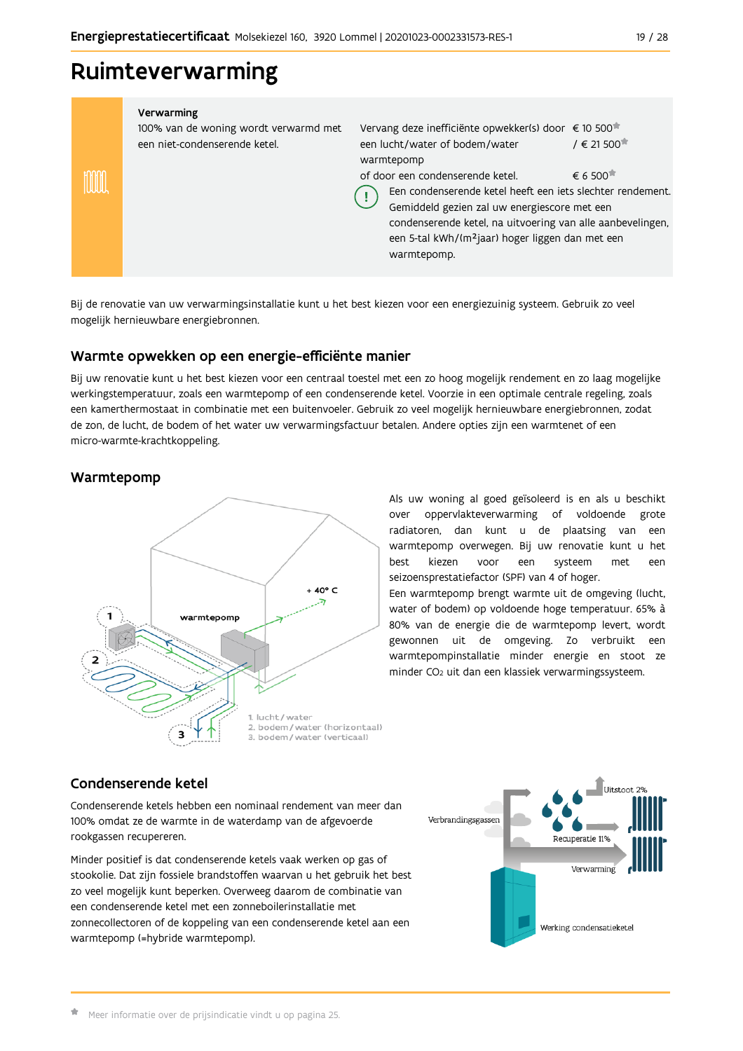# Ruimteverwarming

| Verwarming | | |
|---|---|---|
| 100% van de woning wordt verwarmd met een niet-condenserende ketel. | Vervang deze inefficiënte opwekker(s) door een lucht/water of bodem/water warmtepomp | € 10 500* / € 21 500* |
| | of door een condenserende ketel. | € 6 500* |
| | Een condenserende ketel heeft een iets slechter rendement. Gemiddeld gezien zal uw energiescore met een condenserende ketel, na uitvoering van alle aanbevelingen, een 5-tal kWh/(m²jaar) hoger liggen dan met een warmtepomp. | |

Bij de renovatie van uw verwarmingsinstallatie kunt u het best kiezen voor een energiezuinig systeem. Gebruik zo veel mogelijk hernieuwbare energiebronnen.

## Warmte opwekken op een energie-efficiënte manier

Bij uw renovatie kunt u het best kiezen voor een centraal toestel met een zo hoog mogelijk rendement en zo laag mogelijke werkingstemperatuur, zoals een warmtepomp of een condenserende ketel. Voorzie in een optimale centrale regeling, zoals een kamerthermostaat in combinatie met een buitenvoeler. Gebruik zo veel mogelijk hernieuwbare energiebronnen, zodat de zon, de lucht, de bodem of het water uw verwarmingsfactuur betalen. Andere opties zijn een warmtenet of een micro-warmte-krachtkoppeling.

## Warmtepomp

Als uw woning al goed geïsoleerd is en als u beschikt over oppervlakteverwarming of voldoende grote radiatoren, dan kunt u de plaatsing van een warmtepomp overwegen. Bij uw renovatie kunt u het best kiezen voor een systeem met een seizoensprestatiefactor (SPF) van 4 of hoger.

Een warmtepomp brengt warmte uit de omgeving (lucht, water of bodem) op voldoende hoge temperatuur. 65% à 80% van de energie die de warmtepomp levert, wordt gewonnen uit de omgeving. Zo verbruikt een warmtepompinstallatie minder energie en stoot ze minder $CO_2$ uit dan een klassiek verwarmingssysteem.

## Condenserende ketel

Condenserende ketels hebben een nominaal rendement van meer dan 100% omdat ze de warmte in de waterdamp van de afgevoerde rookgassen recupereren.

Minder positief is dat condenserende ketels vaak werken op gas of stookolie. Dat zijn fossiele brandstoffen waarvan u het gebruik het best zo veel mogelijk kunt beperken. Overweeg daarom de combinatie van een condenserende ketel met een zonneboilerinstallatie met zonnecollectoren of de koppeling van een condenserende ketel aan een warmtepomp (=hybride warmtepomp).

* Meer informatie over de prijsindicatie vindt u op pagina 25.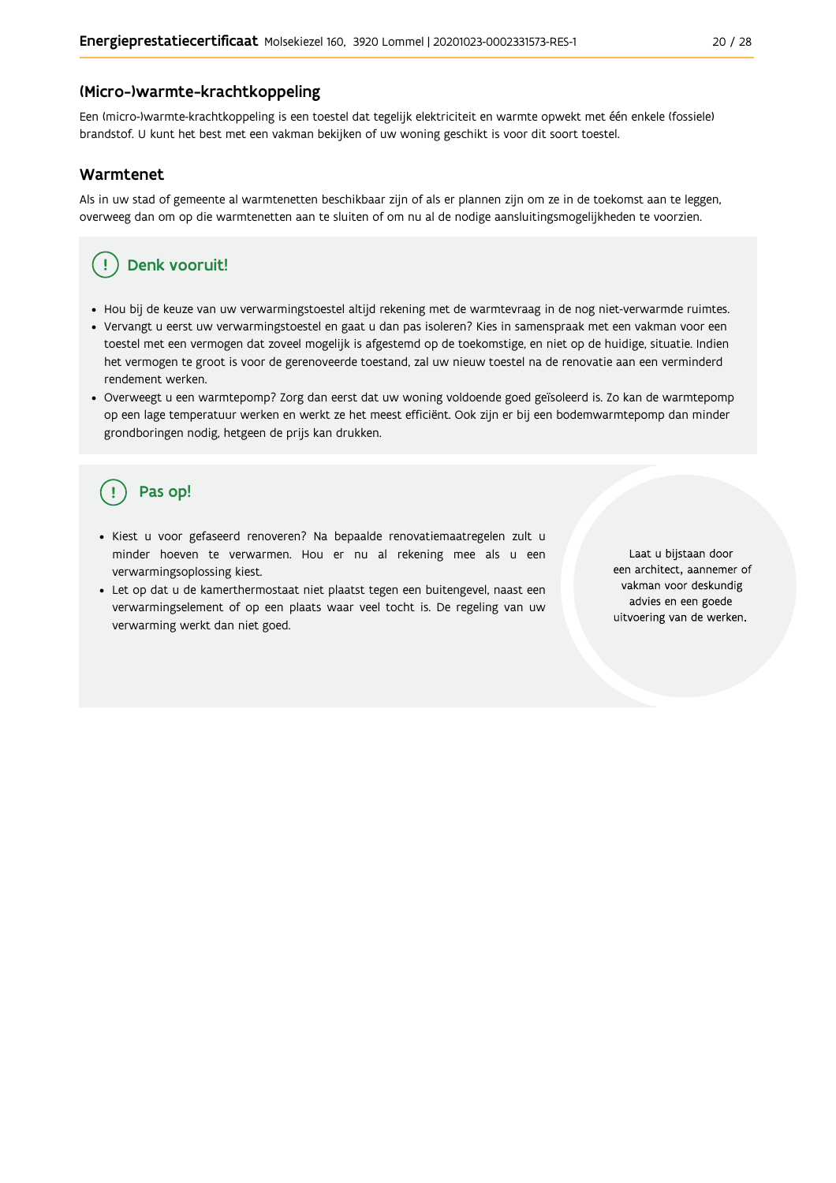## (Micro-)warmte-krachtkoppeling

Een (micro-)warmte-krachtkoppeling is een toestel dat tegelijk elektriciteit en warmte opwekt met één enkele (fossiele) brandstof. U kunt het best met een vakman bekijken of uw woning geschikt is voor dit soort toestel.

## Warmtenet

Als in uw stad of gemeente al warmtenetten beschikbaar zijn of als er plannen zijn om ze in de toekomst aan te leggen, overweeg dan om op die warmtenetten aan te sluiten of om nu al de nodige aansluitingsmogelijkheden te voorzien.

### Denk vooruit!

- Hou bij de keuze van uw verwarmingstoestel altijd rekening met de warmtevraag in de nog niet-verwarmde ruimtes.
- Vervangt u eerst uw verwarmingstoestel en gaat u dan pas isoleren? Kies in samenspraak met een vakman voor een toestel met een vermogen dat zoveel mogelijk is afgestemd op de toekomstige, en niet op de huidige, situatie. Indien het vermogen te groot is voor de gerenoveerde toestand, zal uw nieuw toestel na de renovatie aan een verminderd rendement werken.
- Overweegt u een warmtepomp? Zorg dan eerst dat uw woning voldoende goed geïsoleerd is. Zo kan de warmtepomp op een lage temperatuur werken en werkt ze het meest efficiënt. Ook zijn er bij een bodemwarmtepomp dan minder grondboringen nodig, hetgeen de prijs kan drukken.

### Pas op!

- Kiest u voor gefaseerd renoveren? Na bepaalde renovatiemaatregelen zult u minder hoeven te verwarmen. Hou er nu al rekening mee als u een verwarmingsoplossing kiest.
- Let op dat u de kamerthermostaat niet plaatst tegen een buitengevel, naast een verwarmingselement of op een plaats waar veel tocht is. De regeling van uw verwarming werkt dan niet goed.

Laat u bijstaan door een architect, aannemer of vakman voor deskundig advies en een goede uitvoering van de werken.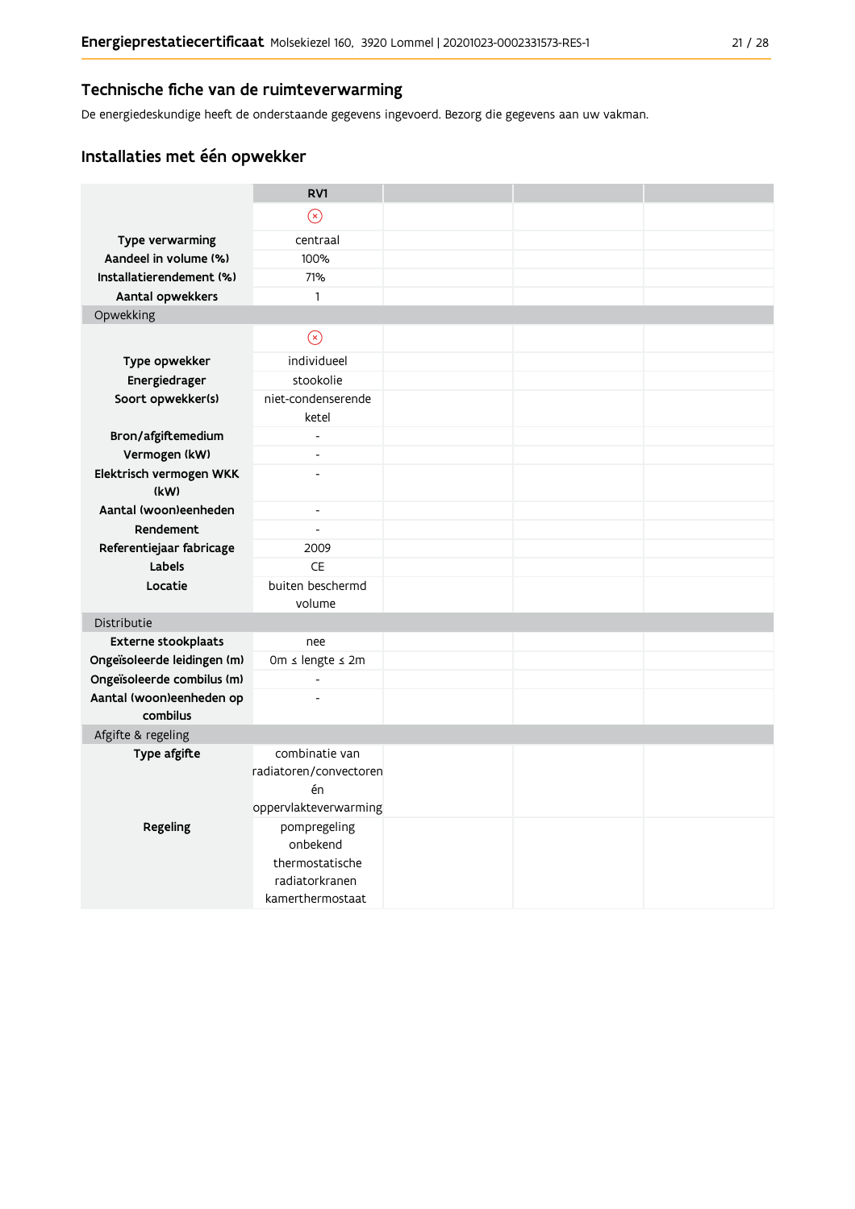## Technische fiche van de ruimteverwarming

De energiedeskundige heeft de onderstaande gegevens ingevoerd. Bezorg die gegevens aan uw vakman.

## Installaties met één opwekker

| | RV1 | | | |
|---|---|---|---|---|
| | ⊗ | | | |
| **Type verwarming** | centraal | | | |
| **Aandeel in volume (%)** | 100% | | | |
| **Installatierendement (%)** | 71% | | | |
| **Aantal opwekkers** | 1 | | | |
| Opwekking | | | | |
| | ⊗ | | | |
| **Type opwekker** | individueel | | | |
| **Energiedrager** | stookolie | | | |
| **Soort opwekker(s)** | niet-condenserende ketel | | | |
| **Bron/afgiftemedium** | - | | | |
| **Vermogen (kW)** | - | | | |
| **Elektrisch vermogen WKK (kW)** | - | | | |
| **Aantal (woon)eenheden** | - | | | |
| **Rendement** | - | | | |
| **Referentiejaar fabricage** | 2009 | | | |
| **Labels** | CE | | | |
| **Locatie** | buiten beschermd volume | | | |
| Distributie | | | | |
| **Externe stookplaats** | nee | | | |
| **Ongeïsoleerde leidingen (m)** | 0m ≤ lengte ≤ 2m | | | |
| **Ongeïsoleerde combilus (m)** | - | | | |
| **Aantal (woon)eenheden op combilus** | - | | | |
| Afgifte & regeling | | | | |
| **Type afgifte** | combinatie van radiatoren/convectoren én oppervlakteverwarming | | | |
| **Regeling** | pompregeling onbekend thermostatische radiatorkranen kamerthermostaat | | | |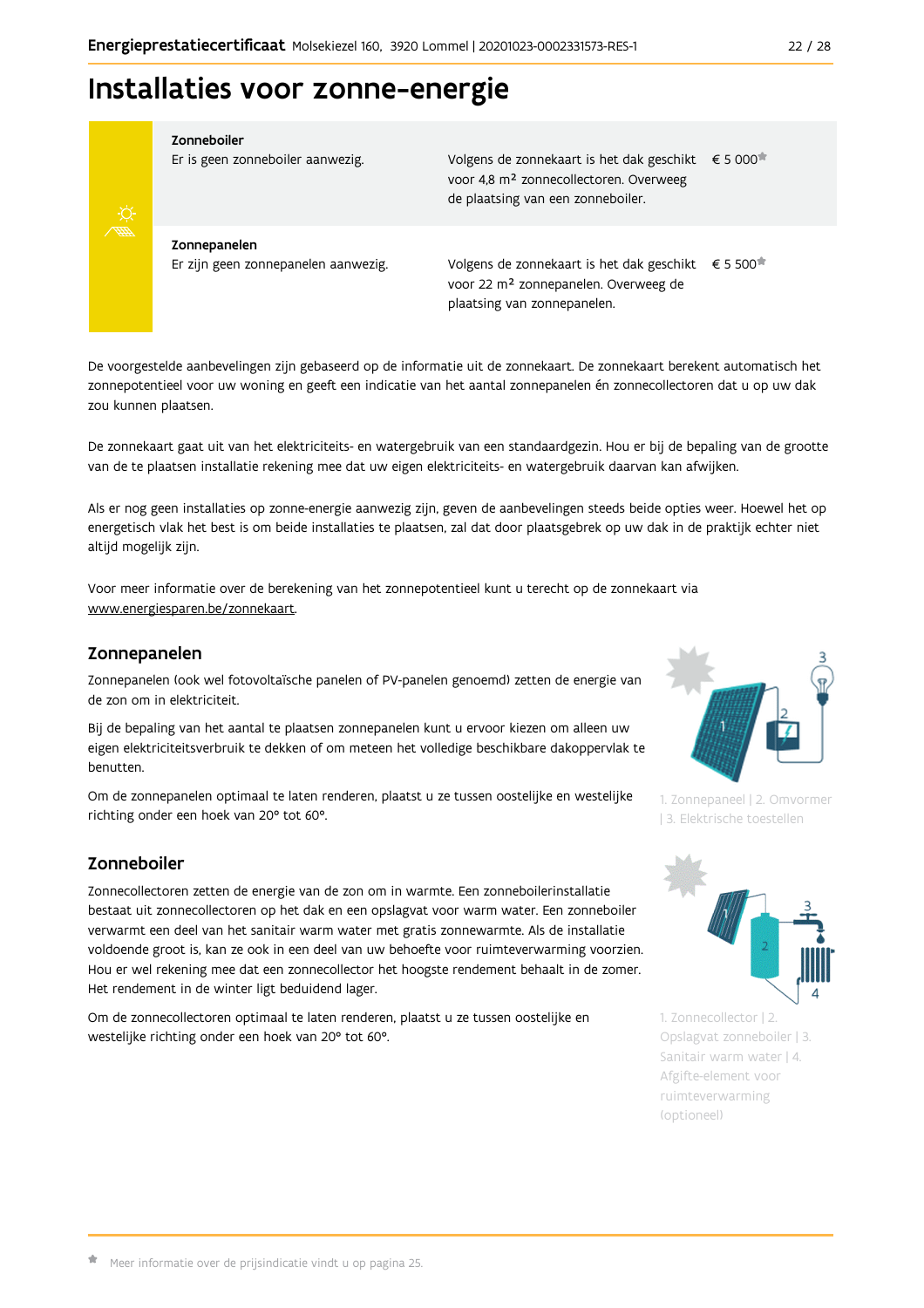# Installaties voor zonne-energie

| | | |
|---|---|---|
| **Zonneboiler**<br>Er is geen zonneboiler aanwezig. | Volgens de zonnekaart is het dak geschikt voor 4,8 m² zonnecollectoren. Overweeg de plaatsing van een zonneboiler. | € 5 000* |
| **Zonnepanelen**<br>Er zijn geen zonnepanelen aanwezig. | Volgens de zonnekaart is het dak geschikt voor 22 m² zonnepanelen. Overweeg de plaatsing van zonnepanelen. | € 5 500* |

De voorgestelde aanbevelingen zijn gebaseerd op de informatie uit de zonnekaart. De zonnekaart berekent automatisch het zonnepotentieel voor uw woning en geeft een indicatie van het aantal zonnepanelen én zonnecollectoren dat u op uw dak zou kunnen plaatsen.

De zonnekaart gaat uit van het elektriciteits- en watergebruik van een standaardgezin. Hou er bij de bepaling van de grootte van de te plaatsen installatie rekening mee dat uw eigen elektriciteits- en watergebruik daarvan kan afwijken.

Als er nog geen installaties op zonne-energie aanwezig zijn, geven de aanbevelingen steeds beide opties weer. Hoewel het op energetisch vlak het best is om beide installaties te plaatsen, zal dat door plaatsgebrek op uw dak in de praktijk echter niet altijd mogelijk zijn.

Voor meer informatie over de berekening van het zonnepotentieel kunt u terecht op de zonnekaart via www.energiesparen.be/zonnekaart.

## Zonnepanelen

Zonnepanelen (ook wel fotovoltaïsche panelen of PV-panelen genoemd) zetten de energie van de zon om in elektriciteit.

Bij de bepaling van het aantal te plaatsen zonnepanelen kunt u ervoor kiezen om alleen uw eigen elektriciteitsverbruik te dekken of om meteen het volledige beschikbare dakoppervlak te benutten.

Om de zonnepanelen optimaal te laten renderen, plaatst u ze tussen oostelijke en westelijke richting onder een hoek van 20° tot 60°.

1. Zonnepaneel | 2. Omvormer | 3. Elektrische toestellen

## Zonneboiler

Zonnecollectoren zetten de energie van de zon om in warmte. Een zonneboilerinstallatie bestaat uit zonnecollectoren op het dak en een opslagvat voor warm water. Een zonneboiler verwarmt een deel van het sanitair warm water met gratis zonnewarmte. Als de installatie voldoende groot is, kan ze ook in een deel van uw behoefte voor ruimteverwarming voorzien. Hou er wel rekening mee dat een zonnecollector het hoogste rendement behaalt in de zomer. Het rendement in de winter ligt beduidend lager.

Om de zonnecollectoren optimaal te laten renderen, plaatst u ze tussen oostelijke en westelijke richting onder een hoek van 20° tot 60°.

1. Zonnecollector | 2. Opslagvat zonneboiler | 3. Sanitair warm water | 4. Afgifte-element voor ruimteverwarming (optioneel)

* Meer informatie over de prijsindicatie vindt u op pagina 25.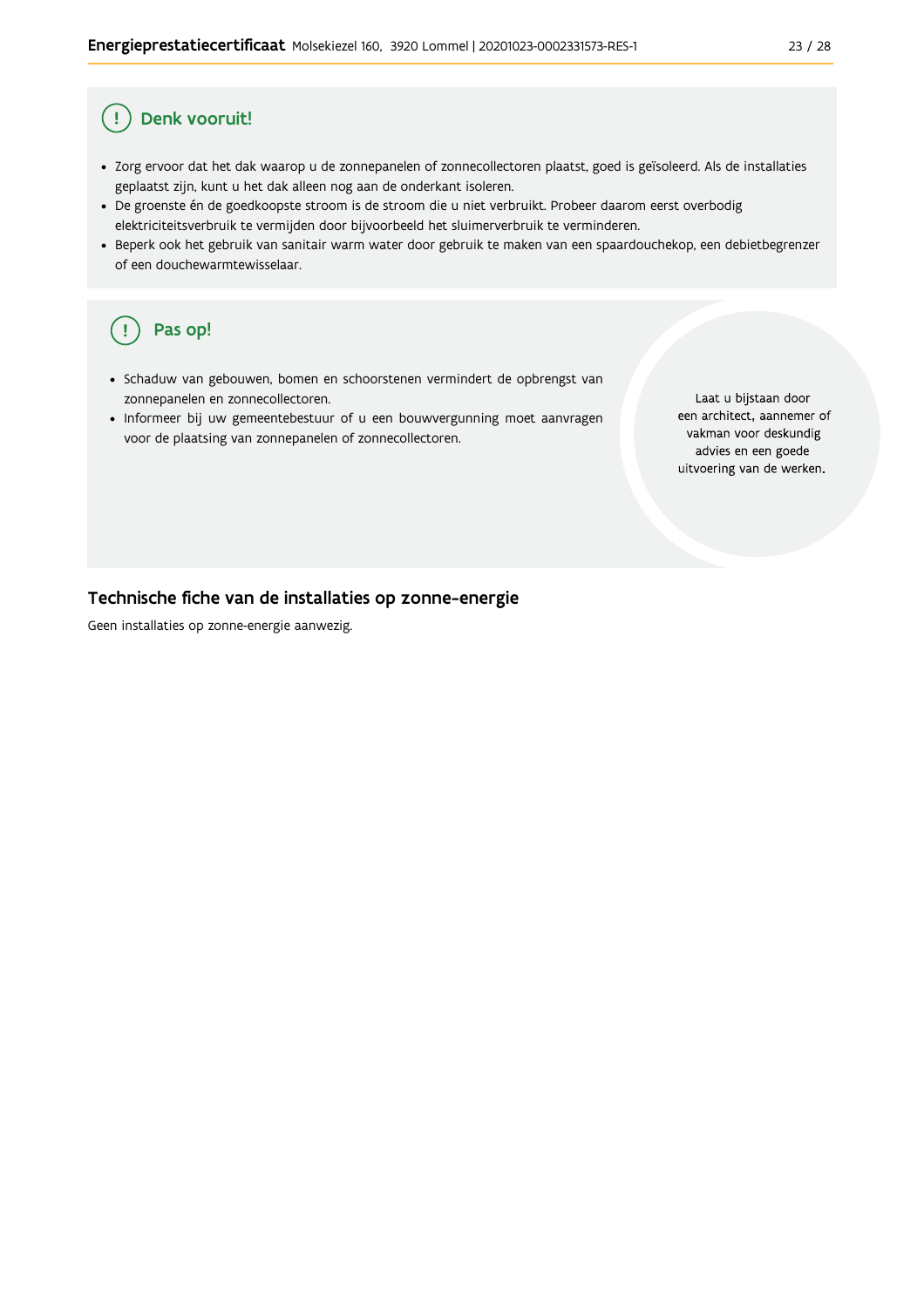## Denk vooruit!

- Zorg ervoor dat het dak waarop u de zonnepanelen of zonnecollectoren plaatst, goed is geïsoleerd. Als de installaties geplaatst zijn, kunt u het dak alleen nog aan de onderkant isoleren.
- De groenste én de goedkoopste stroom is de stroom die u niet verbruikt. Probeer daarom eerst overbodig elektriciteitsverbruik te vermijden door bijvoorbeeld het sluimerverbruik te verminderen.
- Beperk ook het gebruik van sanitair warm water door gebruik te maken van een spaardouchekop, een debietbegrenzer of een douchewarmtewisselaar.

## Pas op!

- Schaduw van gebouwen, bomen en schoorstenen vermindert de opbrengst van zonnepanelen en zonnecollectoren.
- Informeer bij uw gemeentebestuur of u een bouwvergunning moet aanvragen voor de plaatsing van zonnepanelen of zonnecollectoren.

Laat u bijstaan door een architect, aannemer of vakman voor deskundig advies en een goede uitvoering van de werken.

## Technische fiche van de installaties op zonne-energie

Geen installaties op zonne-energie aanwezig.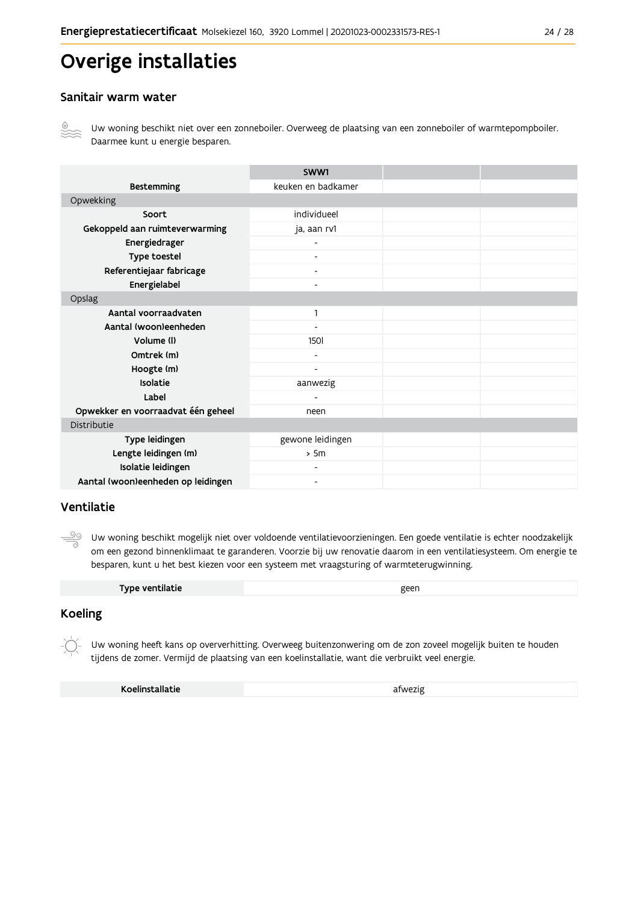# Overige installaties

## Sanitair warm water

Uw woning beschikt niet over een zonneboiler. Overweeg de plaatsing van een zonneboiler of warmtepompboiler. Daarmee kunt u energie besparen.

| | SWW1 | | |
|---|---|---|---|
| **Bestemming** | keuken en badkamer | | |
| Opwekking | | | |
| **Soort** | individueel | | |
| **Gekoppeld aan ruimteverwarming** | ja, aan rv1 | | |
| **Energiedrager** | - | | |
| **Type toestel** | - | | |
| **Referentiejaar fabricage** | - | | |
| **Energielabel** | - | | |
| Opslag | | | |
| **Aantal voorraadvaten** | 1 | | |
| **Aantal (woon)eenheden** | - | | |
| **Volume (l)** | 150l | | |
| **Omtrek (m)** | - | | |
| **Hoogte (m)** | - | | |
| **Isolatie** | aanwezig | | |
| **Label** | - | | |
| **Opwekker en voorraadvat één geheel** | neen | | |
| Distributie | | | |
| **Type leidingen** | gewone leidingen | | |
| **Lengte leidingen (m)** | > 5m | | |
| **Isolatie leidingen** | - | | |
| **Aantal (woon)eenheden op leidingen** | - | | |

## Ventilatie

Uw woning beschikt mogelijk niet over voldoende ventilatievoorzieningen. Een goede ventilatie is echter noodzakelijk om een gezond binnenklimaat te garanderen. Voorzie bij uw renovatie daarom in een ventilatiesysteem. Om energie te besparen, kunt u het best kiezen voor een systeem met vraagsturing of warmteterugwinning.

| **Type ventilatie** | geen |
|---|---|

## Koeling

Uw woning heeft kans op oververhitting. Overweeg buitenzonwering om de zon zoveel mogelijk buiten te houden tijdens de zomer. Vermijd de plaatsing van een koelinstallatie, want die verbruikt veel energie.

| **Koelinstallatie** | afwezig |
|---|---|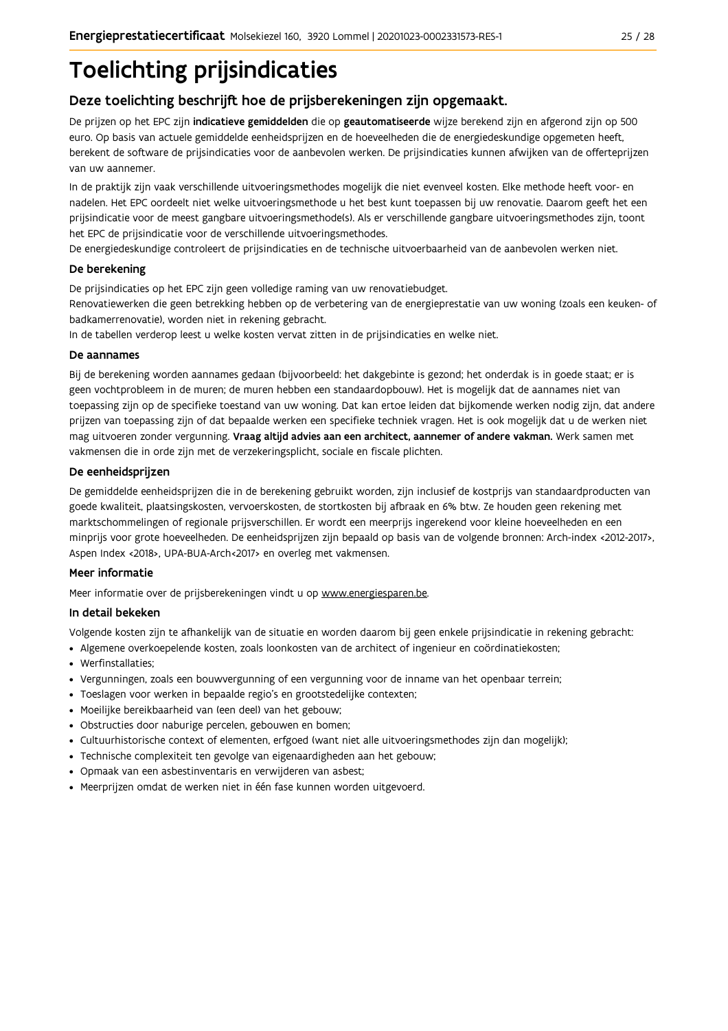# Toelichting prijsindicaties

## Deze toelichting beschrijft hoe de prijsberekeningen zijn opgemaakt.

De prijzen op het EPC zijn **indicatieve gemiddelden** die op **geautomatiseerde** wijze berekend zijn en afgerond zijn op 500 euro. Op basis van actuele gemiddelde eenheidsprijzen en de hoeveelheden die de energiedeskundige opgemeten heeft, berekent de software de prijsindicaties voor de aanbevolen werken. De prijsindicaties kunnen afwijken van de offerteprijzen van uw aannemer.

In de praktijk zijn vaak verschillende uitvoeringsmethodes mogelijk die niet evenveel kosten. Elke methode heeft voor- en nadelen. Het EPC oordeelt niet welke uitvoeringsmethode u het best kunt toepassen bij uw renovatie. Daarom geeft het een prijsindicatie voor de meest gangbare uitvoeringsmethode(s). Als er verschillende gangbare uitvoeringsmethodes zijn, toont het EPC de prijsindicatie voor de verschillende uitvoeringsmethodes.

De energiedeskundige controleert de prijsindicaties en de technische uitvoerbaarheid van de aanbevolen werken niet.

### De berekening

De prijsindicaties op het EPC zijn geen volledige raming van uw renovatiebudget.

Renovatiewerken die geen betrekking hebben op de verbetering van de energieprestatie van uw woning (zoals een keuken- of badkamerrenovatie), worden niet in rekening gebracht.

In de tabellen verderop leest u welke kosten vervat zitten in de prijsindicaties en welke niet.

### De aannames

Bij de berekening worden aannames gedaan (bijvoorbeeld: het dakgebinte is gezond; het onderdak is in goede staat; er is geen vochtprobleem in de muren; de muren hebben een standaardopbouw). Het is mogelijk dat de aannames niet van toepassing zijn op de specifieke toestand van uw woning. Dat kan ertoe leiden dat bijkomende werken nodig zijn, dat andere prijzen van toepassing zijn of dat bepaalde werken een specifieke techniek vragen. Het is ook mogelijk dat u de werken niet mag uitvoeren zonder vergunning. **Vraag altijd advies aan een architect, aannemer of andere vakman.** Werk samen met vakmensen die in orde zijn met de verzekeringsplicht, sociale en fiscale plichten.

### De eenheidsprijzen

De gemiddelde eenheidsprijzen die in de berekening gebruikt worden, zijn inclusief de kostprijs van standaardproducten van goede kwaliteit, plaatsingskosten, vervoerskosten, de stortkosten bij afbraak en 6% btw. Ze houden geen rekening met marktschommelingen of regionale prijsverschillen. Er wordt een meerprijs ingerekend voor kleine hoeveelheden en een minprijs voor grote hoeveelheden. De eenheidsprijzen zijn bepaald op basis van de volgende bronnen: Arch-index <2012-2017>, Aspen Index <2018>, UPA-BUA-Arch<2017> en overleg met vakmensen.

### Meer informatie

Meer informatie over de prijsberekeningen vindt u op www.energiesparen.be.

### In detail bekeken

Volgende kosten zijn te afhankelijk van de situatie en worden daarom bij geen enkele prijsindicatie in rekening gebracht:

- Algemene overkoepelende kosten, zoals loonkosten van de architect of ingenieur en coördinatiekosten;
- Werfinstallaties;
- Vergunningen, zoals een bouwvergunning of een vergunning voor de inname van het openbaar terrein;
- Toeslagen voor werken in bepaalde regio's en grootstedelijke contexten;
- Moeilijke bereikbaarheid van (een deel) van het gebouw;
- Obstructies door naburige percelen, gebouwen en bomen;
- Cultuurhistorische context of elementen, erfgoed (want niet alle uitvoeringsmethodes zijn dan mogelijk);
- Technische complexiteit ten gevolge van eigenaardigheden aan het gebouw;
- Opmaak van een asbestinventaris en verwijderen van asbest;
- Meerprijzen omdat de werken niet in één fase kunnen worden uitgevoerd.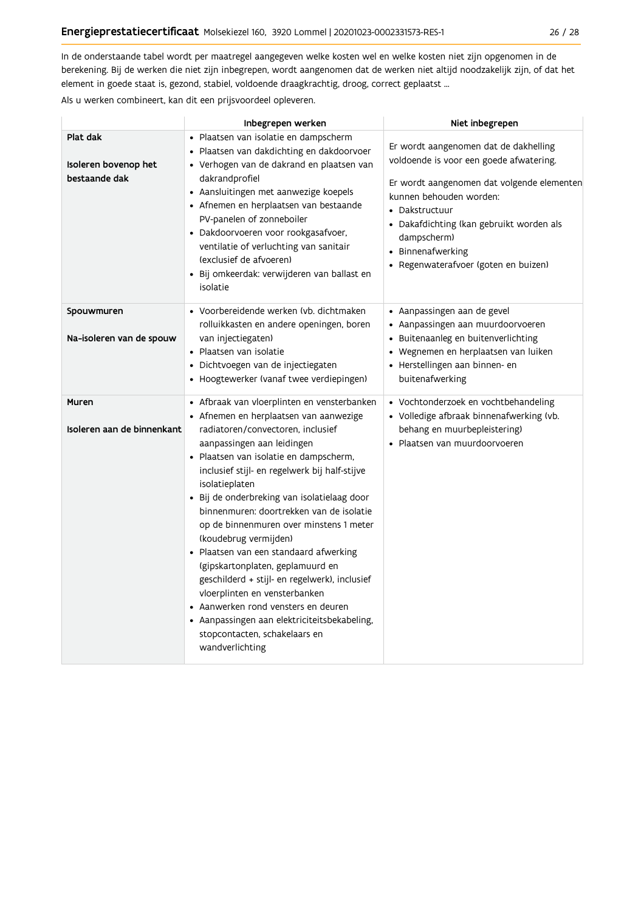In de onderstaande tabel wordt per maatregel aangegeven welke kosten wel en welke kosten niet zijn opgenomen in de berekening. Bij de werken die niet zijn inbegrepen, wordt aangenomen dat de werken niet altijd noodzakelijk zijn, of dat het element in goede staat is, gezond, stabiel, voldoende draagkrachtig, droog, correct geplaatst ...

Als u werken combineert, kan dit een prijsvoordeel opleveren.

| | Inbegrepen werken | Niet inbegrepen |
|---|---|---|
| **Plat dak**<br><br>**Isoleren bovenop het bestaande dak** | • Plaatsen van isolatie en dampscherm<br>• Plaatsen van dakdichting en dakdoorvoer<br>• Verhogen van de dakrand en plaatsen van dakrandprofiel<br>• Aansluitingen met aanwezige koepels<br>• Afnemen en herplaatsen van bestaande PV-panelen of zonneboiler<br>• Dakdoorvoeren voor rookgasafvoer, ventilatie of verluchting van sanitair (exclusief de afvoeren)<br>• Bij omkeerdak: verwijderen van ballast en isolatie | Er wordt aangenomen dat de dakhelling voldoende is voor een goede afwatering.<br><br>Er wordt aangenomen dat volgende elementen kunnen behouden worden:<br>• Dakstructuur<br>• Dakafdichting (kan gebruikt worden als dampscherm)<br>• Binnenafwerking<br>• Regenwaterafvoer (goten en buizen) |
| **Spouwmuren**<br><br>**Na-isoleren van de spouw** | • Voorbereidende werken (vb. dichtmaken rolluikkasten en andere openingen, boren van injectiegaten)<br>• Plaatsen van isolatie<br>• Dichtvoegen van de injectiegaten<br>• Hoogtewerker (vanaf twee verdiepingen) | • Aanpassingen aan de gevel<br>• Aanpassingen aan muurdoorvoeren<br>• Buitenaanleg en buitenverlichting<br>• Wegnemen en herplaatsen van luiken<br>• Herstellingen aan binnen- en buitenafwerking |
| **Muren**<br><br>**Isoleren aan de binnenkant** | • Afbraak van vloerplinten en vensterbanken<br>• Afnemen en herplaatsen van aanwezige radiatoren/convectoren, inclusief aanpassingen aan leidingen<br>• Plaatsen van isolatie en dampscherm, inclusief stijl- en regelwerk bij half-stijve isolatieplaten<br>• Bij de onderbreking van isolatielaag door binnenmuren: doortrekken van de isolatie op de binnenmuren over minstens 1 meter (koudebrug vermijden)<br>• Plaatsen van een standaard afwerking (gipskartonplaten, geplamuurd en geschilderd + stijl- en regelwerk), inclusief vloerplinten en vensterbanken<br>• Aanwerken rond vensters en deuren<br>• Aanpassingen aan elektriciteitsbekabeling, stopcontacten, schakelaars en wandverlichting | • Vochtonderzoek en vochtbehandeling<br>• Volledige afbraak binnenafwerking (vb. behang en muurbepleistering)<br>• Plaatsen van muurdoorvoeren |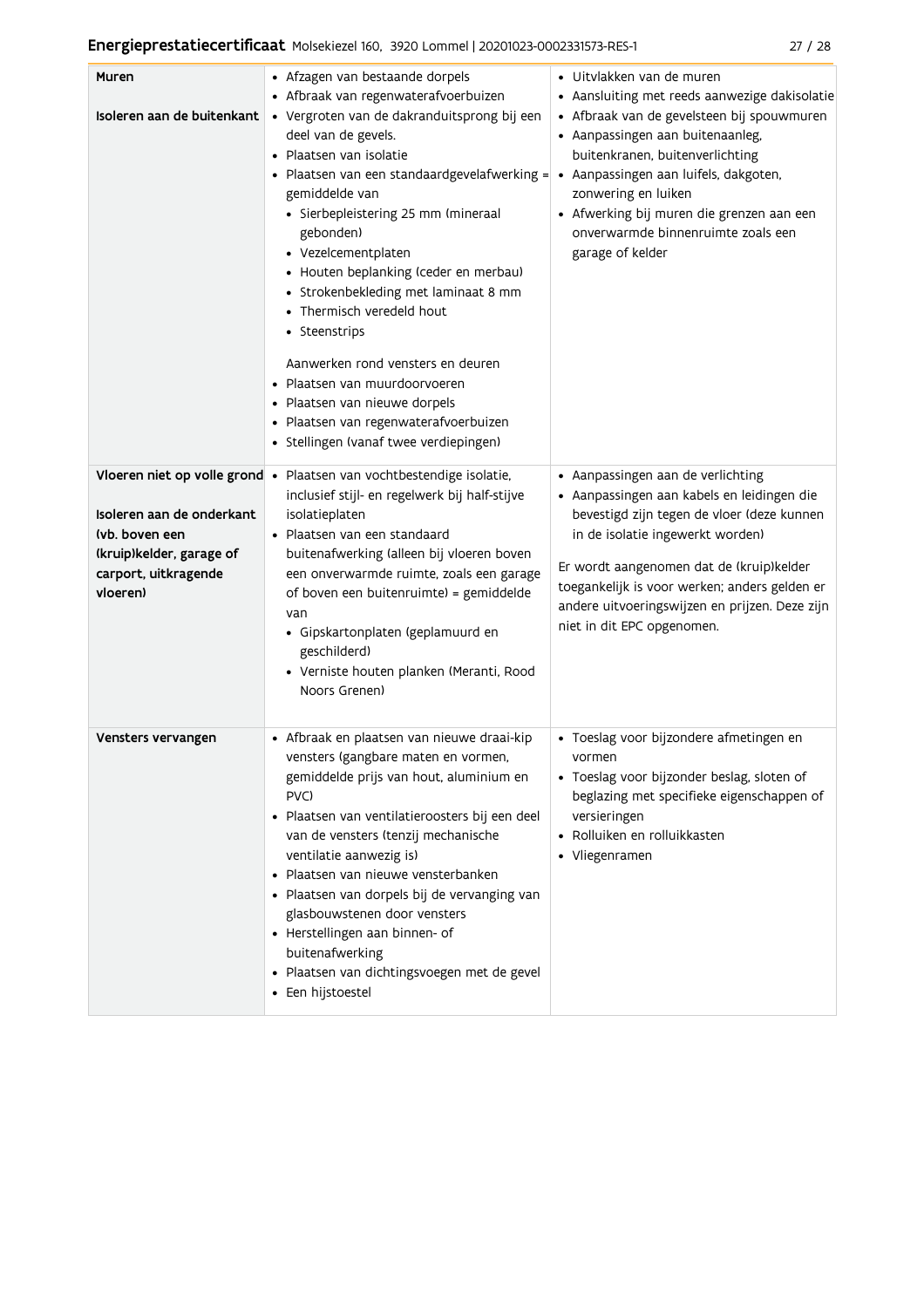| | | |
|---|---|---|
| **Muren**<br><br>**Isoleren aan de buitenkant** | • Afzagen van bestaande dorpels<br>• Afbraak van regenwaterafvoerbuizen<br>• Vergroten van de dakranduitsprong bij een deel van de gevels.<br>• Plaatsen van isolatie<br>• Plaatsen van een standaardgevelafwerking = gemiddelde van<br>  • Sierbepleistering 25 mm (mineraal gebonden)<br>  • Vezelcementplaten<br>  • Houten beplanking (ceder en merbau)<br>  • Strokenbekleding met laminaat 8 mm<br>  • Thermisch veredeld hout<br>  • Steenstrips<br><br>Aanwerken rond vensters en deuren<br>• Plaatsen van muurdoorvoeren<br>• Plaatsen van nieuwe dorpels<br>• Plaatsen van regenwaterafvoerbuizen<br>• Stellingen (vanaf twee verdiepingen) | • Uitvlakken van de muren<br>• Aansluiting met reeds aanwezige dakisolatie<br>• Afbraak van de gevelsteen bij spouwmuren<br>• Aanpassingen aan buitenaanleg, buitenkranen, buitenverlichting<br>• Aanpassingen aan luifels, dakgoten, zonwering en luiken<br>• Afwerking bij muren die grenzen aan een onverwarmde binnenruimte zoals een garage of kelder |
| **Vloeren niet op volle grond**<br><br>**Isoleren aan de onderkant (vb. boven een (kruip)kelder, garage of carport, uitkragende vloeren)** | • Plaatsen van vochtbestendige isolatie, inclusief stijl- en regelwerk bij half-stijve isolatieplaten<br>• Plaatsen van een standaard buitenafwerking (alleen bij vloeren boven een onverwarmde ruimte, zoals een garage of boven een buitenruimte) = gemiddelde van<br>  • Gipskartonplaten (geplamuurd en geschilderd)<br>  • Verniste houten planken (Meranti, Rood Noors Grenen) | • Aanpassingen aan de verlichting<br>• Aanpassingen aan kabels en leidingen die bevestigd zijn tegen de vloer (deze kunnen in de isolatie ingewerkt worden)<br><br>Er wordt aangenomen dat de (kruip)kelder toegankelijk is voor werken; anders gelden er andere uitvoeringswijzen en prijzen. Deze zijn niet in dit EPC opgenomen. |
| **Vensters vervangen** | • Afbraak en plaatsen van nieuwe draai-kip vensters (gangbare maten en vormen, gemiddelde prijs van hout, aluminium en PVC)<br>• Plaatsen van ventilatieroosters bij een deel van de vensters (tenzij mechanische ventilatie aanwezig is)<br>• Plaatsen van nieuwe vensterbanken<br>• Plaatsen van dorpels bij de vervanging van glasbouwstenen door vensters<br>• Herstellingen aan binnen- of buitenafwerking<br>• Plaatsen van dichtingsvoegen met de gevel<br>• Een hijstoestel | • Toeslag voor bijzondere afmetingen en vormen<br>• Toeslag voor bijzonder beslag, sloten of beglazing met specifieke eigenschappen of versieringen<br>• Rolluiken en rolluikkasten<br>• Vliegenramen |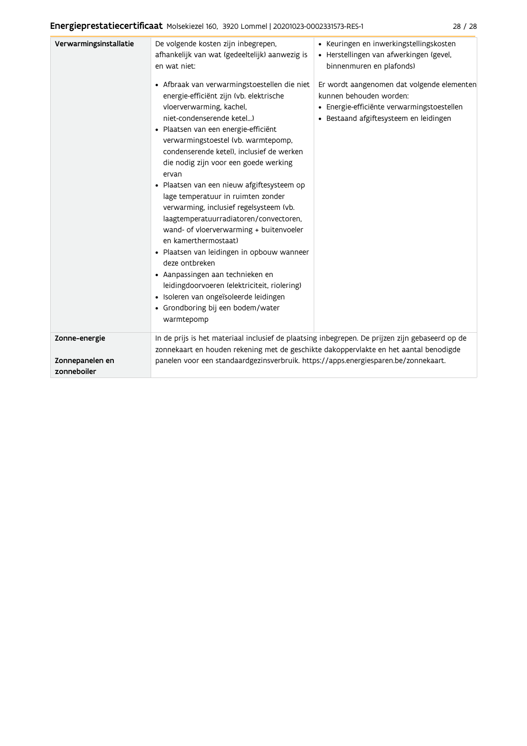| | | |
|---|---|---|
| **Verwarmingsinstallatie** | De volgende kosten zijn inbegrepen, afhankelijk van wat (gedeeltelijk) aanwezig is en wat niet:<br><br>• Afbraak van verwarmingstoestellen die niet energie-efficiënt zijn (vb. elektrische vloerverwarming, kachel, niet-condenserende ketel...)<br>• Plaatsen van een energie-efficiënt verwarmingstoestel (vb. warmtepomp, condenserende ketel), inclusief de werken die nodig zijn voor een goede werking ervan<br>• Plaatsen van een nieuw afgiftesysteem op lage temperatuur in ruimten zonder verwarming, inclusief regelsysteem (vb. laagtemperatuurradiatoren/convectoren, wand- of vloerverwarming + buitenvoeler en kamerthermostaat)<br>• Plaatsen van leidingen in opbouw wanneer deze ontbreken<br>• Aanpassingen aan technieken en leidingdoorvoeren (elektriciteit, riolering)<br>• Isoleren van ongeïsoleerde leidingen<br>• Grondboring bij een bodem/water warmtepomp | • Keuringen en inwerkingstellingskosten<br>• Herstellingen van afwerkingen (gevel, binnenmuren en plafonds)<br><br>Er wordt aangenomen dat volgende elementen kunnen behouden worden:<br>• Energie-efficiënte verwarmingstoestellen<br>• Bestaand afgiftesysteem en leidingen |
| **Zonne-energie**<br><br>**Zonnepanelen en zonneboiler** | In de prijs is het materiaal inclusief de plaatsing inbegrepen. De prijzen zijn gebaseerd op de zonnekaart en houden rekening met de geschikte dakoppervlakte en het aantal benodigde panelen voor een standaardgezinsverbruik. https://apps.energiesparen.be/zonnekaart. | |